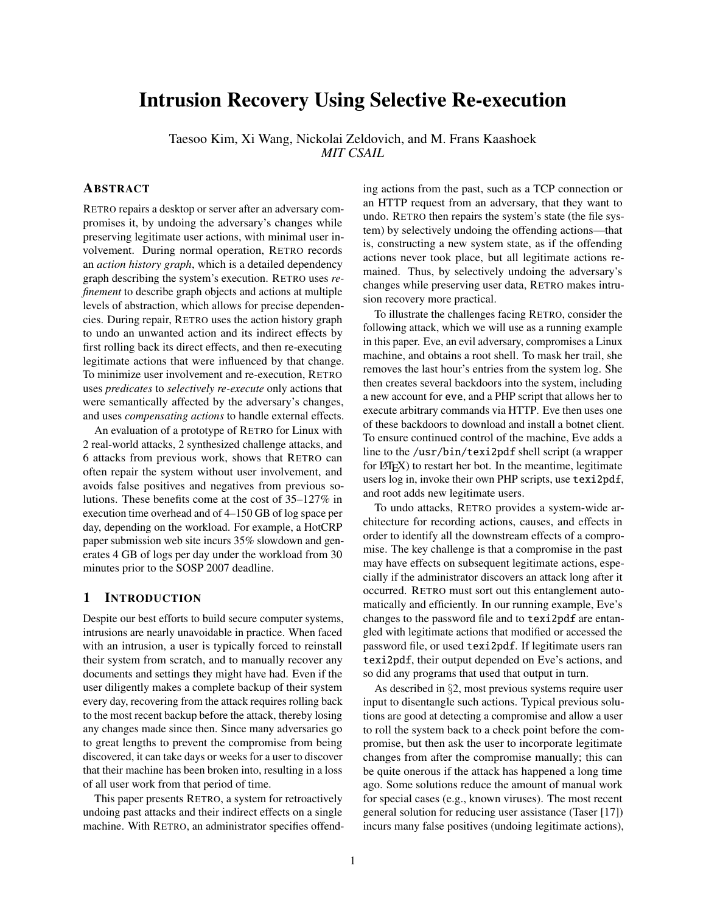# Intrusion Recovery Using Selective Re-execution

Taesoo Kim, Xi Wang, Nickolai Zeldovich, and M. Frans Kaashoek
*MIT CSAIL*

## ABSTRACT

RETRO repairs a desktop or server after an adversary compromises it, by undoing the adversary's changes while preserving legitimate user actions, with minimal user involvement. During normal operation, RETRO records an *action history graph*, which is a detailed dependency graph describing the system's execution. RETRO uses *refinement* to describe graph objects and actions at multiple levels of abstraction, which allows for precise dependencies. During repair, RETRO uses the action history graph to undo an unwanted action and its indirect effects by first rolling back its direct effects, and then re-executing legitimate actions that were influenced by that change. To minimize user involvement and re-execution, RETRO uses *predicates* to *selectively re-execute* only actions that were semantically affected by the adversary's changes, and uses *compensating actions* to handle external effects.

An evaluation of a prototype of RETRO for Linux with 2 real-world attacks, 2 synthesized challenge attacks, and 6 attacks from previous work, shows that RETRO can often repair the system without user involvement, and avoids false positives and negatives from previous solutions. These benefits come at the cost of 35–127% in execution time overhead and of 4–150 GB of log space per day, depending on the workload. For example, a HotCRP paper submission web site incurs 35% slowdown and generates 4 GB of logs per day under the workload from 30 minutes prior to the SOSP 2007 deadline.

## 1 INTRODUCTION

Despite our best efforts to build secure computer systems, intrusions are nearly unavoidable in practice. When faced with an intrusion, a user is typically forced to reinstall their system from scratch, and to manually recover any documents and settings they might have had. Even if the user diligently makes a complete backup of their system every day, recovering from the attack requires rolling back to the most recent backup before the attack, thereby losing any changes made since then. Since many adversaries go to great lengths to prevent the compromise from being discovered, it can take days or weeks for a user to discover that their machine has been broken into, resulting in a loss of all user work from that period of time.

This paper presents RETRO, a system for retroactively undoing past attacks and their indirect effects on a single machine. With RETRO, an administrator specifies offending actions from the past, such as a TCP connection or an HTTP request from an adversary, that they want to undo. RETRO then repairs the system's state (the file system) by selectively undoing the offending actions—that is, constructing a new system state, as if the offending actions never took place, but all legitimate actions remained. Thus, by selectively undoing the adversary's changes while preserving user data, RETRO makes intrusion recovery more practical.

To illustrate the challenges facing RETRO, consider the following attack, which we will use as a running example in this paper. Eve, an evil adversary, compromises a Linux machine, and obtains a root shell. To mask her trail, she removes the last hour's entries from the system log. She then creates several backdoors into the system, including a new account for `eve`, and a PHP script that allows her to execute arbitrary commands via HTTP. Eve then uses one of these backdoors to download and install a botnet client. To ensure continued control of the machine, Eve adds a line to the `/usr/bin/texi2pdf` shell script (a wrapper for LaTeX) to restart her bot. In the meantime, legitimate users log in, invoke their own PHP scripts, use `texi2pdf`, and root adds new legitimate users.

To undo attacks, RETRO provides a system-wide architecture for recording actions, causes, and effects in order to identify all the downstream effects of a compromise. The key challenge is that a compromise in the past may have effects on subsequent legitimate actions, especially if the administrator discovers an attack long after it occurred. RETRO must sort out this entanglement automatically and efficiently. In our running example, Eve's changes to the password file and to `texi2pdf` are entangled with legitimate actions that modified or accessed the password file, or used `texi2pdf`. If legitimate users ran `texi2pdf`, their output depended on Eve's actions, and so did any programs that used that output in turn.

As described in §2, most previous systems require user input to disentangle such actions. Typical previous solutions are good at detecting a compromise and allow a user to roll the system back to a check point before the compromise, but then ask the user to incorporate legitimate changes from after the compromise manually; this can be quite onerous if the attack has happened a long time ago. Some solutions reduce the amount of manual work for special cases (e.g., known viruses). The most recent general solution for reducing user assistance (Taser [17]) incurs many false positives (undoing legitimate actions),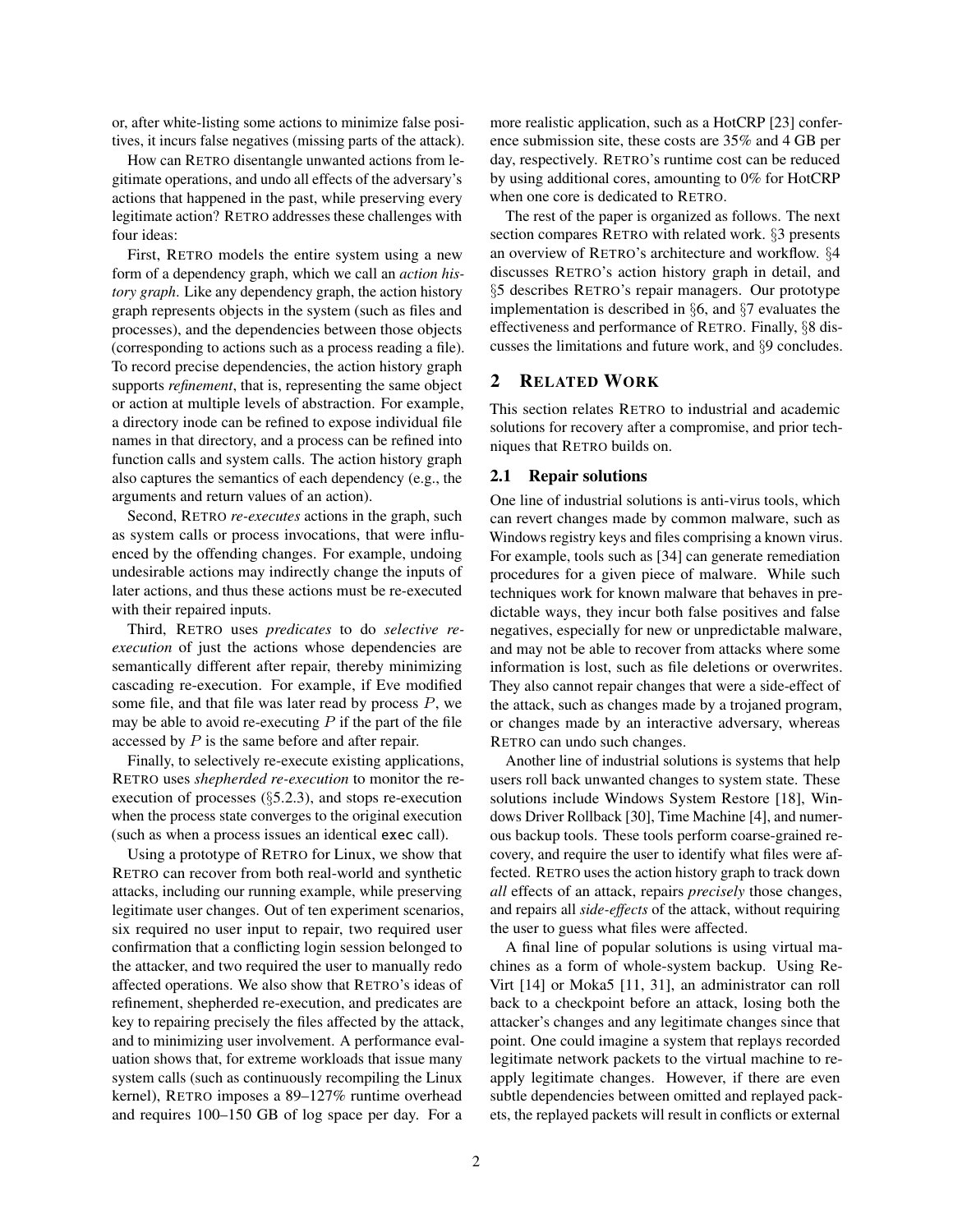or, after white-listing some actions to minimize false positives, it incurs false negatives (missing parts of the attack).

How can RETRO disentangle unwanted actions from legitimate operations, and undo all effects of the adversary's actions that happened in the past, while preserving every legitimate action? RETRO addresses these challenges with four ideas:

First, RETRO models the entire system using a new form of a dependency graph, which we call an *action history graph*. Like any dependency graph, the action history graph represents objects in the system (such as files and processes), and the dependencies between those objects (corresponding to actions such as a process reading a file). To record precise dependencies, the action history graph supports *refinement*, that is, representing the same object or action at multiple levels of abstraction. For example, a directory inode can be refined to expose individual file names in that directory, and a process can be refined into function calls and system calls. The action history graph also captures the semantics of each dependency (e.g., the arguments and return values of an action).

Second, RETRO *re-executes* actions in the graph, such as system calls or process invocations, that were influenced by the offending changes. For example, undoing undesirable actions may indirectly change the inputs of later actions, and thus these actions must be re-executed with their repaired inputs.

Third, RETRO uses *predicates* to do *selective re-execution* of just the actions whose dependencies are semantically different after repair, thereby minimizing cascading re-execution. For example, if Eve modified some file, and that file was later read by process $P$, we may be able to avoid re-executing $P$ if the part of the file accessed by $P$ is the same before and after repair.

Finally, to selectively re-execute existing applications, RETRO uses *shepherded re-execution* to monitor the re-execution of processes (§5.2.3), and stops re-execution when the process state converges to the original execution (such as when a process issues an identical `exec` call).

Using a prototype of RETRO for Linux, we show that RETRO can recover from both real-world and synthetic attacks, including our running example, while preserving legitimate user changes. Out of ten experiment scenarios, six required no user input to repair, two required user confirmation that a conflicting login session belonged to the attacker, and two required the user to manually redo affected operations. We also show that RETRO's ideas of refinement, shepherded re-execution, and predicates are key to repairing precisely the files affected by the attack, and to minimizing user involvement. A performance evaluation shows that, for extreme workloads that issue many system calls (such as continuously recompiling the Linux kernel), RETRO imposes a 89–127% runtime overhead and requires 100–150 GB of log space per day. For a more realistic application, such as a HotCRP [23] conference submission site, these costs are 35% and 4 GB per day, respectively. RETRO's runtime cost can be reduced by using additional cores, amounting to 0% for HotCRP when one core is dedicated to RETRO.

The rest of the paper is organized as follows. The next section compares RETRO with related work. §3 presents an overview of RETRO's architecture and workflow. §4 discusses RETRO's action history graph in detail, and §5 describes RETRO's repair managers. Our prototype implementation is described in §6, and §7 evaluates the effectiveness and performance of RETRO. Finally, §8 discusses the limitations and future work, and §9 concludes.

## 2 RELATED WORK

This section relates RETRO to industrial and academic solutions for recovery after a compromise, and prior techniques that RETRO builds on.

### 2.1 Repair solutions

One line of industrial solutions is anti-virus tools, which can revert changes made by common malware, such as Windows registry keys and files comprising a known virus. For example, tools such as [34] can generate remediation procedures for a given piece of malware. While such techniques work for known malware that behaves in predictable ways, they incur both false positives and false negatives, especially for new or unpredictable malware, and may not be able to recover from attacks where some information is lost, such as file deletions or overwrites. They also cannot repair changes that were a side-effect of the attack, such as changes made by a trojaned program, or changes made by an interactive adversary, whereas RETRO can undo such changes.

Another line of industrial solutions is systems that help users roll back unwanted changes to system state. These solutions include Windows System Restore [18], Windows Driver Rollback [30], Time Machine [4], and numerous backup tools. These tools perform coarse-grained recovery, and require the user to identify what files were affected. RETRO uses the action history graph to track down *all* effects of an attack, repairs *precisely* those changes, and repairs all *side-effects* of the attack, without requiring the user to guess what files were affected.

A final line of popular solutions is using virtual machines as a form of whole-system backup. Using ReVirt [14] or Moka5 [11, 31], an administrator can roll back to a checkpoint before an attack, losing both the attacker's changes and any legitimate changes since that point. One could imagine a system that replays recorded legitimate network packets to the virtual machine to re-apply legitimate changes. However, if there are even subtle dependencies between omitted and replayed packets, the replayed packets will result in conflicts or external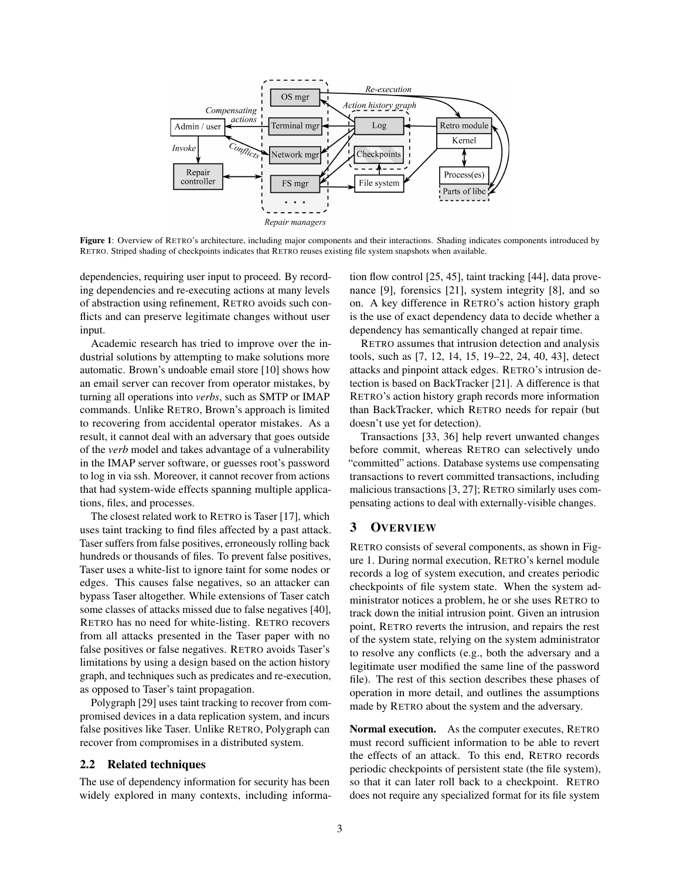**Figure 1**: Overview of RETRO's architecture, including major components and their interactions. Shading indicates components introduced by RETRO. Striped shading of checkpoints indicates that RETRO reuses existing file system snapshots when available.

dependencies, requiring user input to proceed. By recording dependencies and re-executing actions at many levels of abstraction using refinement, RETRO avoids such conflicts and can preserve legitimate changes without user input.

Academic research has tried to improve over the industrial solutions by attempting to make solutions more automatic. Brown's undoable email store [10] shows how an email server can recover from operator mistakes, by turning all operations into *verbs*, such as SMTP or IMAP commands. Unlike RETRO, Brown's approach is limited to recovering from accidental operator mistakes. As a result, it cannot deal with an adversary that goes outside of the *verb* model and takes advantage of a vulnerability in the IMAP server software, or guesses root's password to log in via ssh. Moreover, it cannot recover from actions that had system-wide effects spanning multiple applications, files, and processes.

The closest related work to RETRO is Taser [17], which uses taint tracking to find files affected by a past attack. Taser suffers from false positives, erroneously rolling back hundreds or thousands of files. To prevent false positives, Taser uses a white-list to ignore taint for some nodes or edges. This causes false negatives, so an attacker can bypass Taser altogether. While extensions of Taser catch some classes of attacks missed due to false negatives [40], RETRO has no need for white-listing. RETRO recovers from all attacks presented in the Taser paper with no false positives or false negatives. RETRO avoids Taser's limitations by using a design based on the action history graph, and techniques such as predicates and re-execution, as opposed to Taser's taint propagation.

Polygraph [29] uses taint tracking to recover from compromised devices in a data replication system, and incurs false positives like Taser. Unlike RETRO, Polygraph can recover from compromises in a distributed system.

## 2.2 Related techniques

The use of dependency information for security has been widely explored in many contexts, including information flow control [25, 45], taint tracking [44], data provenance [9], forensics [21], system integrity [8], and so on. A key difference in RETRO's action history graph is the use of exact dependency data to decide whether a dependency has semantically changed at repair time.

RETRO assumes that intrusion detection and analysis tools, such as [7, 12, 14, 15, 19–22, 24, 40, 43], detect attacks and pinpoint attack edges. RETRO's intrusion detection is based on BackTracker [21]. A difference is that RETRO's action history graph records more information than BackTracker, which RETRO needs for repair (but doesn't use yet for detection).

Transactions [33, 36] help revert unwanted changes before commit, whereas RETRO can selectively undo "committed" actions. Database systems use compensating transactions to revert committed transactions, including malicious transactions [3, 27]; RETRO similarly uses compensating actions to deal with externally-visible changes.

# 3 OVERVIEW

RETRO consists of several components, as shown in Figure 1. During normal execution, RETRO's kernel module records a log of system execution, and creates periodic checkpoints of file system state. When the system administrator notices a problem, he or she uses RETRO to track down the initial intrusion point. Given an intrusion point, RETRO reverts the intrusion, and repairs the rest of the system state, relying on the system administrator to resolve any conflicts (e.g., both the adversary and a legitimate user modified the same line of the password file). The rest of this section describes these phases of operation in more detail, and outlines the assumptions made by RETRO about the system and the adversary.

**Normal execution.** As the computer executes, RETRO must record sufficient information to be able to revert the effects of an attack. To this end, RETRO records periodic checkpoints of persistent state (the file system), so that it can later roll back to a checkpoint. RETRO does not require any specialized format for its file system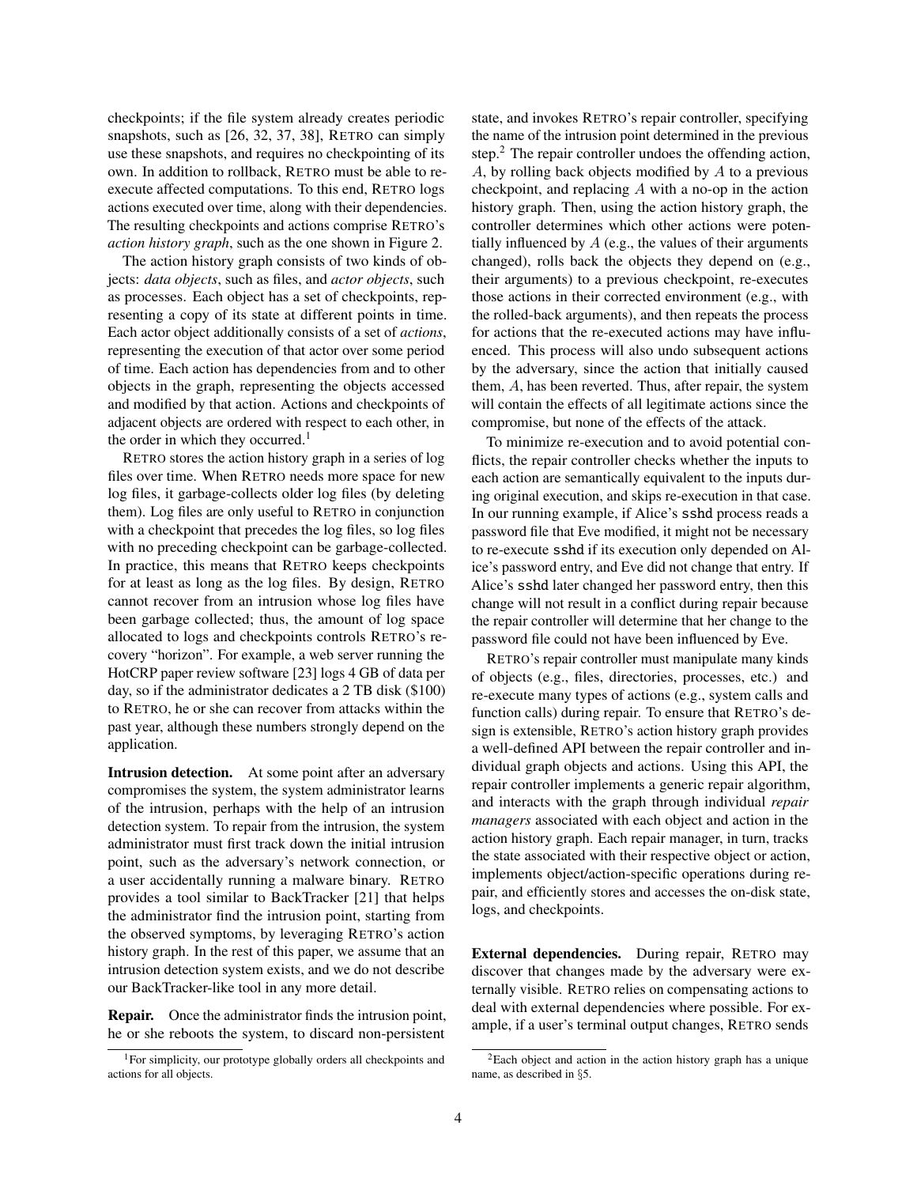checkpoints; if the file system already creates periodic snapshots, such as [26, 32, 37, 38], RETRO can simply use these snapshots, and requires no checkpointing of its own. In addition to rollback, RETRO must be able to re-execute affected computations. To this end, RETRO logs actions executed over time, along with their dependencies. The resulting checkpoints and actions comprise RETRO's *action history graph*, such as the one shown in Figure 2.

The action history graph consists of two kinds of objects: *data objects*, such as files, and *actor objects*, such as processes. Each object has a set of checkpoints, representing a copy of its state at different points in time. Each actor object additionally consists of a set of *actions*, representing the execution of that actor over some period of time. Each action has dependencies from and to other objects in the graph, representing the objects accessed and modified by that action. Actions and checkpoints of adjacent objects are ordered with respect to each other, in the order in which they occurred.[1]

RETRO stores the action history graph in a series of log files over time. When RETRO needs more space for new log files, it garbage-collects older log files (by deleting them). Log files are only useful to RETRO in conjunction with a checkpoint that precedes the log files, so log files with no preceding checkpoint can be garbage-collected. In practice, this means that RETRO keeps checkpoints for at least as long as the log files. By design, RETRO cannot recover from an intrusion whose log files have been garbage collected; thus, the amount of log space allocated to logs and checkpoints controls RETRO's recovery "horizon". For example, a web server running the HotCRP paper review software [23] logs 4 GB of data per day, so if the administrator dedicates a 2 TB disk ($100) to RETRO, he or she can recover from attacks within the past year, although these numbers strongly depend on the application.

**Intrusion detection.** At some point after an adversary compromises the system, the system administrator learns of the intrusion, perhaps with the help of an intrusion detection system. To repair from the intrusion, the system administrator must first track down the initial intrusion point, such as the adversary's network connection, or a user accidentally running a malware binary. RETRO provides a tool similar to BackTracker [21] that helps the administrator find the intrusion point, starting from the observed symptoms, by leveraging RETRO's action history graph. In the rest of this paper, we assume that an intrusion detection system exists, and we do not describe our BackTracker-like tool in any more detail.

**Repair.** Once the administrator finds the intrusion point, he or she reboots the system, to discard non-persistent state, and invokes RETRO's repair controller, specifying the name of the intrusion point determined in the previous step.[2] The repair controller undoes the offending action, $A$, by rolling back objects modified by $A$ to a previous checkpoint, and replacing $A$ with a no-op in the action history graph. Then, using the action history graph, the controller determines which other actions were potentially influenced by $A$ (e.g., the values of their arguments changed), rolls back the objects they depend on (e.g., their arguments) to a previous checkpoint, re-executes those actions in their corrected environment (e.g., with the rolled-back arguments), and then repeats the process for actions that the re-executed actions may have influenced. This process will also undo subsequent actions by the adversary, since the action that initially caused them, $A$, has been reverted. Thus, after repair, the system will contain the effects of all legitimate actions since the compromise, but none of the effects of the attack.

To minimize re-execution and to avoid potential conflicts, the repair controller checks whether the inputs to each action are semantically equivalent to the inputs during original execution, and skips re-execution in that case. In our running example, if Alice's `sshd` process reads a password file that Eve modified, it might not be necessary to re-execute `sshd` if its execution only depended on Alice's password entry, and Eve did not change that entry. If Alice's `sshd` later changed her password entry, then this change will not result in a conflict during repair because the repair controller will determine that her change to the password file could not have been influenced by Eve.

RETRO's repair controller must manipulate many kinds of objects (e.g., files, directories, processes, etc.) and re-execute many types of actions (e.g., system calls and function calls) during repair. To ensure that RETRO's design is extensible, RETRO's action history graph provides a well-defined API between the repair controller and individual graph objects and actions. Using this API, the repair controller implements a generic repair algorithm, and interacts with the graph through individual *repair managers* associated with each object and action in the action history graph. Each repair manager, in turn, tracks the state associated with their respective object or action, implements object/action-specific operations during repair, and efficiently stores and accesses the on-disk state, logs, and checkpoints.

**External dependencies.** During repair, RETRO may discover that changes made by the adversary were externally visible. RETRO relies on compensating actions to deal with external dependencies where possible. For example, if a user's terminal output changes, RETRO sends

[1] For simplicity, our prototype globally orders all checkpoints and actions for all objects.

[2] Each object and action in the action history graph has a unique name, as described in §5.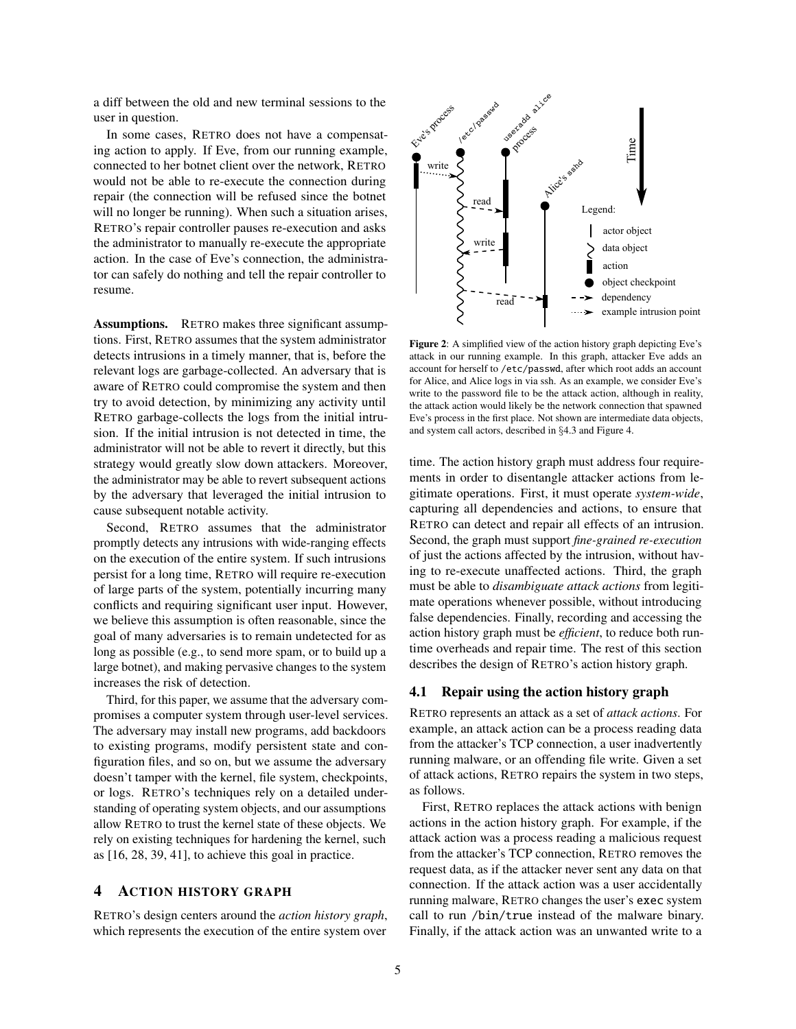a diff between the old and new terminal sessions to the user in question.

In some cases, RETRO does not have a compensating action to apply. If Eve, from our running example, connected to her botnet client over the network, RETRO would not be able to re-execute the connection during repair (the connection will be refused since the botnet will no longer be running). When such a situation arises, RETRO's repair controller pauses re-execution and asks the administrator to manually re-execute the appropriate action. In the case of Eve's connection, the administrator can safely do nothing and tell the repair controller to resume.

**Assumptions.** RETRO makes three significant assumptions. First, RETRO assumes that the system administrator detects intrusions in a timely manner, that is, before the relevant logs are garbage-collected. An adversary that is aware of RETRO could compromise the system and then try to avoid detection, by minimizing any activity until RETRO garbage-collects the logs from the initial intrusion. If the initial intrusion is not detected in time, the administrator will not be able to revert it directly, but this strategy would greatly slow down attackers. Moreover, the administrator may be able to revert subsequent actions by the adversary that leveraged the initial intrusion to cause subsequent notable activity.

Second, RETRO assumes that the administrator promptly detects any intrusions with wide-ranging effects on the execution of the entire system. If such intrusions persist for a long time, RETRO will require re-execution of large parts of the system, potentially incurring many conflicts and requiring significant user input. However, we believe this assumption is often reasonable, since the goal of many adversaries is to remain undetected for as long as possible (e.g., to send more spam, or to build up a large botnet), and making pervasive changes to the system increases the risk of detection.

Third, for this paper, we assume that the adversary compromises a computer system through user-level services. The adversary may install new programs, add backdoors to existing programs, modify persistent state and configuration files, and so on, but we assume the adversary doesn't tamper with the kernel, file system, checkpoints, or logs. RETRO's techniques rely on a detailed understanding of operating system objects, and our assumptions allow RETRO to trust the kernel state of these objects. We rely on existing techniques for hardening the kernel, such as [16, 28, 39, 41], to achieve this goal in practice.

## 4 Action history graph

RETRO's design centers around the *action history graph*, which represents the execution of the entire system over time. The action history graph must address four requirements in order to disentangle attacker actions from legitimate operations. First, it must operate *system-wide*, capturing all dependencies and actions, to ensure that RETRO can detect and repair all effects of an intrusion. Second, the graph must support *fine-grained re-execution* of just the actions affected by the intrusion, without having to re-execute unaffected actions. Third, the graph must be able to *disambiguate attack actions* from legitimate operations whenever possible, without introducing false dependencies. Finally, recording and accessing the action history graph must be *efficient*, to reduce both runtime overheads and repair time. The rest of this section describes the design of RETRO's action history graph.

**Figure 2**: A simplified view of the action history graph depicting Eve's attack in our running example. In this graph, attacker Eve adds an account for herself to /etc/passwd, after which root adds an account for Alice, and Alice logs in via ssh. As an example, we consider Eve's write to the password file to be the attack action, although in reality, the attack action would likely be the network connection that spawned Eve's process in the first place. Not shown are intermediate data objects, and system call actors, described in §4.3 and Figure 4.

### 4.1 Repair using the action history graph

RETRO represents an attack as a set of *attack actions*. For example, an attack action can be a process reading data from the attacker's TCP connection, a user inadvertently running malware, or an offending file write. Given a set of attack actions, RETRO repairs the system in two steps, as follows.

First, RETRO replaces the attack actions with benign actions in the action history graph. For example, if the attack action was a process reading a malicious request from the attacker's TCP connection, RETRO removes the request data, as if the attacker never sent any data on that connection. If the attack action was a user accidentally running malware, RETRO changes the user's `exec` system call to run `/bin/true` instead of the malware binary. Finally, if the attack action was an unwanted write to a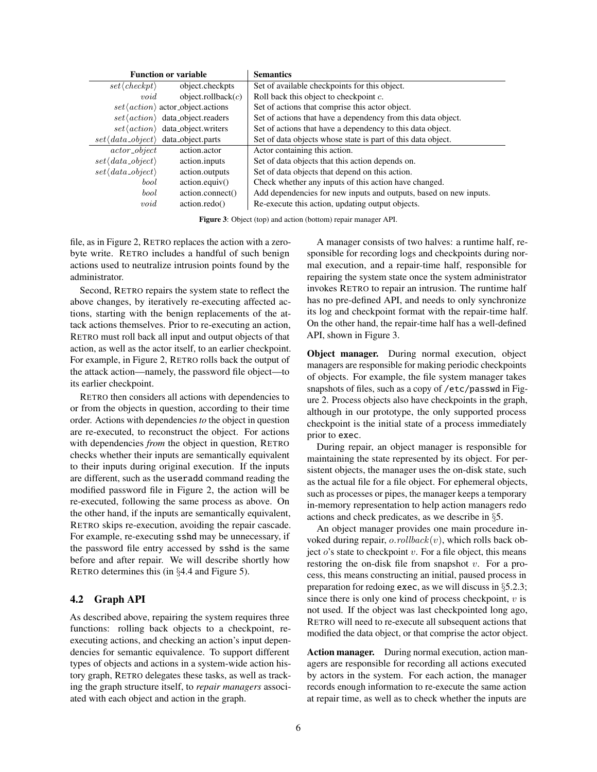| Function or variable | | Semantics |
|---|---|---|
| $set\langle checkpt\rangle$ | object.checkpts | Set of available checkpoints for this object. |
| $void$ | object.rollback($c$) | Roll back this object to checkpoint $c$. |
| $set\langle action\rangle$ | actor_object.actions | Set of actions that comprise this actor object. |
| $set\langle action\rangle$ | data_object.readers | Set of actions that have a dependency from this data object. |
| $set\langle action\rangle$ | data_object.writers | Set of actions that have a dependency to this data object. |
| $set\langle data\_object\rangle$ | data_object.parts | Set of data objects whose state is part of this data object. |
| $actor\_object$ | action.actor | Actor containing this action. |
| $set\langle data\_object\rangle$ | action.inputs | Set of data objects that this action depends on. |
| $set\langle data\_object\rangle$ | action.outputs | Set of data objects that depend on this action. |
| $bool$ | action.equiv() | Check whether any inputs of this action have changed. |
| $bool$ | action.connect() | Add dependencies for new inputs and outputs, based on new inputs. |
| $void$ | action.redo() | Re-execute this action, updating output objects. |

**Figure 3**: Object (top) and action (bottom) repair manager API.

file, as in Figure 2, RETRO replaces the action with a zero-byte write. RETRO includes a handful of such benign actions used to neutralize intrusion points found by the administrator.

Second, RETRO repairs the system state to reflect the above changes, by iteratively re-executing affected actions, starting with the benign replacements of the attack actions themselves. Prior to re-executing an action, RETRO must roll back all input and output objects of that action, as well as the actor itself, to an earlier checkpoint. For example, in Figure 2, RETRO rolls back the output of the attack action—namely, the password file object—to its earlier checkpoint.

RETRO then considers all actions with dependencies to or from the objects in question, according to their time order. Actions with dependencies *to* the object in question are re-executed, to reconstruct the object. For actions with dependencies *from* the object in question, RETRO checks whether their inputs are semantically equivalent to their inputs during original execution. If the inputs are different, such as the `useradd` command reading the modified password file in Figure 2, the action will be re-executed, following the same process as above. On the other hand, if the inputs are semantically equivalent, RETRO skips re-execution, avoiding the repair cascade. For example, re-executing `sshd` may be unnecessary, if the password file entry accessed by `sshd` is the same before and after repair. We will describe shortly how RETRO determines this (in §4.4 and Figure 5).

### 4.2 Graph API

As described above, repairing the system requires three functions: rolling back objects to a checkpoint, re-executing actions, and checking an action's input dependencies for semantic equivalence. To support different types of objects and actions in a system-wide action history graph, RETRO delegates these tasks, as well as tracking the graph structure itself, to *repair managers* associated with each object and action in the graph.

A manager consists of two halves: a runtime half, responsible for recording logs and checkpoints during normal execution, and a repair-time half, responsible for repairing the system state once the system administrator invokes RETRO to repair an intrusion. The runtime half has no pre-defined API, and needs to only synchronize its log and checkpoint format with the repair-time half. On the other hand, the repair-time half has a well-defined API, shown in Figure 3.

**Object manager.** During normal execution, object managers are responsible for making periodic checkpoints of objects. For example, the file system manager takes snapshots of files, such as a copy of `/etc/passwd` in Figure 2. Process objects also have checkpoints in the graph, although in our prototype, the only supported process checkpoint is the initial state of a process immediately prior to `exec`.

During repair, an object manager is responsible for maintaining the state represented by its object. For persistent objects, the manager uses the on-disk state, such as the actual file for a file object. For ephemeral objects, such as processes or pipes, the manager keeps a temporary in-memory representation to help action managers redo actions and check predicates, as we describe in §5.

An object manager provides one main procedure invoked during repair, $o.rollback(v)$, which rolls back object $o$'s state to checkpoint $v$. For a file object, this means restoring the on-disk file from snapshot $v$. For a process, this means constructing an initial, paused process in preparation for redoing `exec`, as we will discuss in §5.2.3; since there is only one kind of process checkpoint, $v$ is not used. If the object was last checkpointed long ago, RETRO will need to re-execute all subsequent actions that modified the data object, or that comprise the actor object.

**Action manager.** During normal execution, action managers are responsible for recording all actions executed by actors in the system. For each action, the manager records enough information to re-execute the same action at repair time, as well as to check whether the inputs are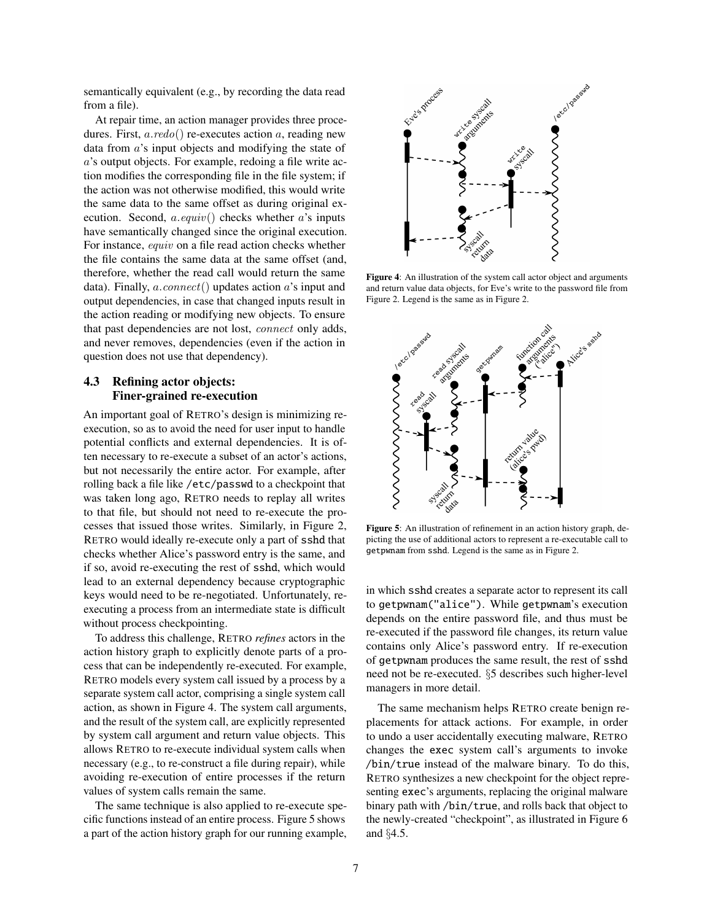semantically equivalent (e.g., by recording the data read from a file).

At repair time, an action manager provides three procedures. First, $a.redo()$ re-executes action $a$, reading new data from $a$'s input objects and modifying the state of $a$'s output objects. For example, redoing a file write action modifies the corresponding file in the file system; if the action was not otherwise modified, this would write the same data to the same offset as during original execution. Second, $a.equiv()$ checks whether $a$'s inputs have semantically changed since the original execution. For instance, *equiv* on a file read action checks whether the file contains the same data at the same offset (and, therefore, whether the read call would return the same data). Finally, $a.connect()$ updates action $a$'s input and output dependencies, in case that changed inputs result in the action reading or modifying new objects. To ensure that past dependencies are not lost, *connect* only adds, and never removes, dependencies (even if the action in question does not use that dependency).

### 4.3 Refining actor objects: Finer-grained re-execution

An important goal of RETRO's design is minimizing re-execution, so as to avoid the need for user input to handle potential conflicts and external dependencies. It is often necessary to re-execute a subset of an actor's actions, but not necessarily the entire actor. For example, after rolling back a file like /etc/passwd to a checkpoint that was taken long ago, RETRO needs to replay all writes to that file, but should not need to re-execute the processes that issued those writes. Similarly, in Figure 2, RETRO would ideally re-execute only a part of sshd that checks whether Alice's password entry is the same, and if so, avoid re-executing the rest of sshd, which would lead to an external dependency because cryptographic keys would need to be re-negotiated. Unfortunately, re-executing a process from an intermediate state is difficult without process checkpointing.

To address this challenge, RETRO *refines* actors in the action history graph to explicitly denote parts of a process that can be independently re-executed. For example, RETRO models every system call issued by a process by a separate system call actor, comprising a single system call action, as shown in Figure 4. The system call arguments, and the result of the system call, are explicitly represented by system call argument and return value objects. This allows RETRO to re-execute individual system calls when necessary (e.g., to re-construct a file during repair), while avoiding re-execution of entire processes if the return values of system calls remain the same.

The same technique is also applied to re-execute specific functions instead of an entire process. Figure 5 shows a part of the action history graph for our running example, in which sshd creates a separate actor to represent its call to getpwnam("alice"). While getpwnam's execution depends on the entire password file, and thus must be re-executed if the password file changes, its return value contains only Alice's password entry. If re-execution of getpwnam produces the same result, the rest of sshd need not be re-executed. §5 describes such higher-level managers in more detail.

The same mechanism helps RETRO create benign replacements for attack actions. For example, in order to undo a user accidentally executing malware, RETRO changes the exec system call's arguments to invoke /bin/true instead of the malware binary. To do this, RETRO synthesizes a new checkpoint for the object representing exec's arguments, replacing the original malware binary path with /bin/true, and rolls back that object to the newly-created "checkpoint", as illustrated in Figure 6 and §4.5.

**Figure 4**: An illustration of the system call actor object and arguments and return value data objects, for Eve's write to the password file from Figure 2. Legend is the same as in Figure 2.

**Figure 5**: An illustration of refinement in an action history graph, depicting the use of additional actors to represent a re-executable call to getpwnam from sshd. Legend is the same as in Figure 2.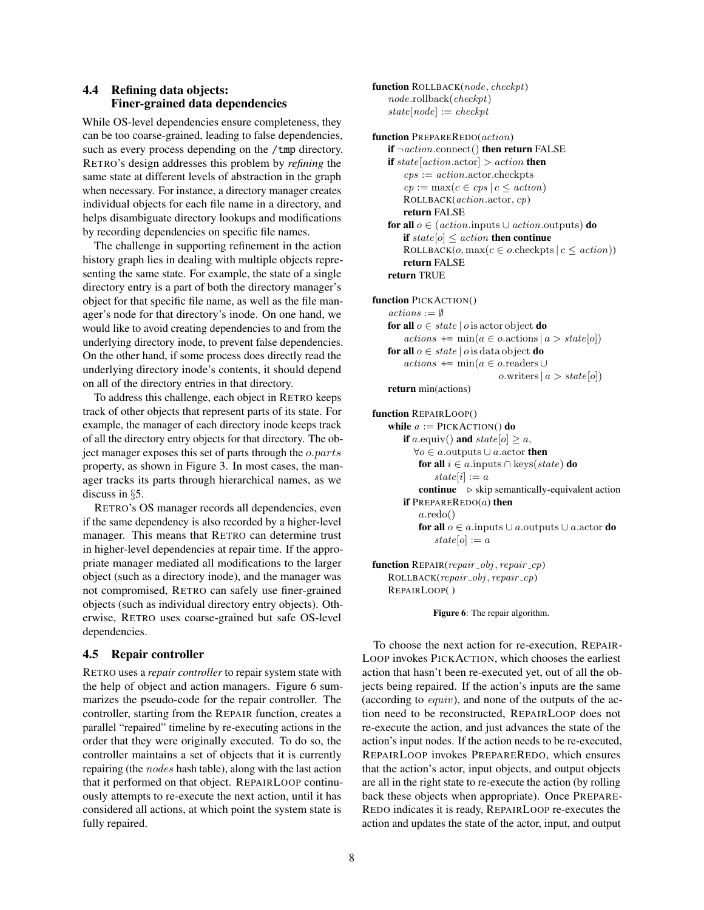### 4.4 Refining data objects: Finer-grained data dependencies

While OS-level dependencies ensure completeness, they can be too coarse-grained, leading to false dependencies, such as every process depending on the `/tmp` directory. RETRO's design addresses this problem by *refining* the same state at different levels of abstraction in the graph when necessary. For instance, a directory manager creates individual objects for each file name in a directory, and helps disambiguate directory lookups and modifications by recording dependencies on specific file names.

The challenge in supporting refinement in the action history graph lies in dealing with multiple objects representing the same state. For example, the state of a single directory entry is a part of both the directory manager's object for that specific file name, as well as the file manager's node for that directory's inode. On one hand, we would like to avoid creating dependencies to and from the underlying directory inode, to prevent false dependencies. On the other hand, if some process does directly read the underlying directory inode's contents, it should depend on all of the directory entries in that directory.

To address this challenge, each object in RETRO keeps track of other objects that represent parts of its state. For example, the manager of each directory inode keeps track of all the directory entry objects for that directory. The object manager exposes this set of parts through the $o.parts$ property, as shown in Figure 3. In most cases, the manager tracks its parts through hierarchical names, as we discuss in §5.

RETRO's OS manager records all dependencies, even if the same dependency is also recorded by a higher-level manager. This means that RETRO can determine trust in higher-level dependencies at repair time. If the appropriate manager mediated all modifications to the larger object (such as a directory inode), and the manager was not compromised, RETRO can safely use finer-grained objects (such as individual directory entry objects). Otherwise, RETRO uses coarse-grained but safe OS-level dependencies.

### 4.5 Repair controller

RETRO uses a *repair controller* to repair system state with the help of object and action managers. Figure 6 summarizes the pseudo-code for the repair controller. The controller, starting from the REPAIR function, creates a parallel "repaired" timeline by re-executing actions in the order that they were originally executed. To do so, the controller maintains a set of objects that it is currently repairing (the $nodes$ hash table), along with the last action that it performed on that object. REPAIRLOOP continuously attempts to re-execute the next action, until it has considered all actions, at which point the system state is fully repaired.

```
function ROLLBACK(node, checkpt)
    node.rollback(checkpt)
    state[node] := checkpt

function PREPAREREDO(action)
    if ¬action.connect() then return FALSE
    if state[action.actor] > action then
        cps := action.actor.checkpts
        cp := max(c ∈ cps | c ≤ action)
        ROLLBACK(action.actor, cp)
        return FALSE
    for all o ∈ (action.inputs ∪ action.outputs) do
        if state[o] ≤ action then continue
        ROLLBACK(o, max(c ∈ o.checkpts | c ≤ action))
        return FALSE
    return TRUE

function PICKACTION()
    actions := ∅
    for all o ∈ state | o is actor object do
        actions += min(a ∈ o.actions | a > state[o])
    for all o ∈ state | o is data object do
        actions += min(a ∈ o.readers ∪
                             o.writers | a > state[o])
    return min(actions)

function REPAIRLOOP()
    while a := PICKACTION() do
        if a.equiv() and state[o] ≥ a,
          ∀o ∈ a.outputs ∪ a.actor then
            for all i ∈ a.inputs ∩ keys(state) do
                state[i] := a
            continue    ▷ skip semantically-equivalent action
        if PREPAREREDO(a) then
            a.redo()
            for all o ∈ a.inputs ∪ a.outputs ∪ a.actor do
                state[o] := a

function REPAIR(repair_obj, repair_cp)
    ROLLBACK(repair_obj, repair_cp)
    REPAIRLOOP( )
```

**Figure 6**: The repair algorithm.

To choose the next action for re-execution, REPAIRLOOP invokes PICKACTION, which chooses the earliest action that hasn't been re-executed yet, out of all the objects being repaired. If the action's inputs are the same (according to $equiv$), and none of the outputs of the action need to be reconstructed, REPAIRLOOP does not re-execute the action, and just advances the state of the action's input nodes. If the action needs to be re-executed, REPAIRLOOP invokes PREPAREREDO, which ensures that the action's actor, input objects, and output objects are all in the right state to re-execute the action (by rolling back these objects when appropriate). Once PREPAREREDO indicates it is ready, REPAIRLOOP re-executes the action and updates the state of the actor, input, and output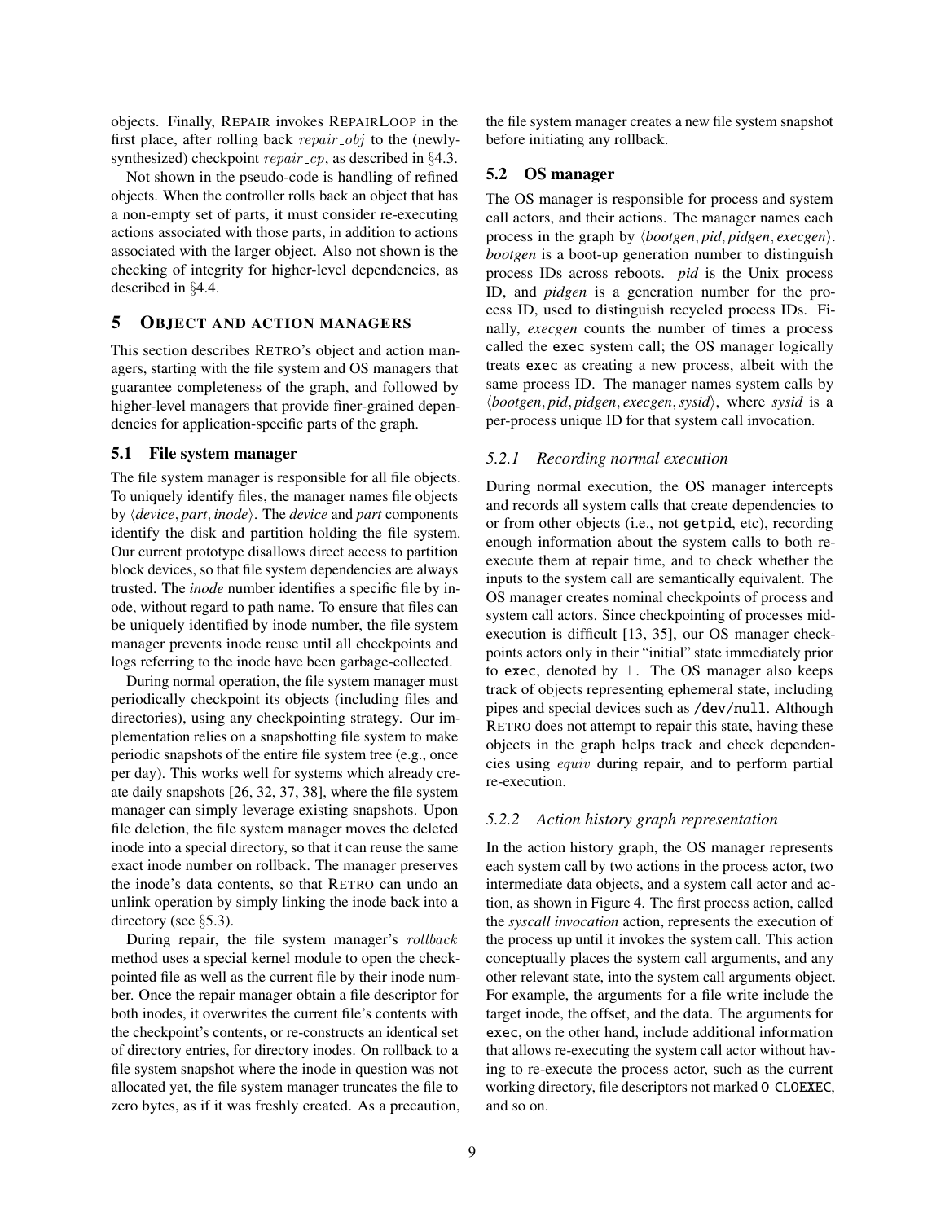objects. Finally, REPAIR invokes REPAIRLOOP in the first place, after rolling back $repair\_obj$ to the (newly-synthesized) checkpoint $repair\_cp$, as described in §4.3.

Not shown in the pseudo-code is handling of refined objects. When the controller rolls back an object that has a non-empty set of parts, it must consider re-executing actions associated with those parts, in addition to actions associated with the larger object. Also not shown is the checking of integrity for higher-level dependencies, as described in §4.4.

## 5 OBJECT AND ACTION MANAGERS

This section describes RETRO's object and action managers, starting with the file system and OS managers that guarantee completeness of the graph, and followed by higher-level managers that provide finer-grained dependencies for application-specific parts of the graph.

### 5.1 File system manager

The file system manager is responsible for all file objects. To uniquely identify files, the manager names file objects by ⟨*device*, *part*, *inode*⟩. The *device* and *part* components identify the disk and partition holding the file system. Our current prototype disallows direct access to partition block devices, so that file system dependencies are always trusted. The *inode* number identifies a specific file by inode, without regard to path name. To ensure that files can be uniquely identified by inode number, the file system manager prevents inode reuse until all checkpoints and logs referring to the inode have been garbage-collected.

During normal operation, the file system manager must periodically checkpoint its objects (including files and directories), using any checkpointing strategy. Our implementation relies on a snapshotting file system to make periodic snapshots of the entire file system tree (e.g., once per day). This works well for systems which already create daily snapshots [26, 32, 37, 38], where the file system manager can simply leverage existing snapshots. Upon file deletion, the file system manager moves the deleted inode into a special directory, so that it can reuse the same exact inode number on rollback. The manager preserves the inode's data contents, so that RETRO can undo an unlink operation by simply linking the inode back into a directory (see §5.3).

During repair, the file system manager's $rollback$ method uses a special kernel module to open the checkpointed file as well as the current file by their inode number. Once the repair manager obtain a file descriptor for both inodes, it overwrites the current file's contents with the checkpoint's contents, or re-constructs an identical set of directory entries, for directory inodes. On rollback to a file system snapshot where the inode in question was not allocated yet, the file system manager truncates the file to zero bytes, as if it was freshly created. As a precaution, the file system manager creates a new file system snapshot before initiating any rollback.

### 5.2 OS manager

The OS manager is responsible for process and system call actors, and their actions. The manager names each process in the graph by ⟨*bootgen*, *pid*, *pidgen*, *execgen*⟩. *bootgen* is a boot-up generation number to distinguish process IDs across reboots. *pid* is the Unix process ID, and *pidgen* is a generation number for the process ID, used to distinguish recycled process IDs. Finally, *execgen* counts the number of times a process called the `exec` system call; the OS manager logically treats `exec` as creating a new process, albeit with the same process ID. The manager names system calls by ⟨*bootgen*, *pid*, *pidgen*, *execgen*, *sysid*⟩, where *sysid* is a per-process unique ID for that system call invocation.

#### 5.2.1 Recording normal execution

During normal execution, the OS manager intercepts and records all system calls that create dependencies to or from other objects (i.e., not `getpid`, etc), recording enough information about the system calls to both re-execute them at repair time, and to check whether the inputs to the system call are semantically equivalent. The OS manager creates nominal checkpoints of process and system call actors. Since checkpointing of processes mid-execution is difficult [13, 35], our OS manager checkpoints actors only in their "initial" state immediately prior to `exec`, denoted by $\perp$. The OS manager also keeps track of objects representing ephemeral state, including pipes and special devices such as `/dev/null`. Although RETRO does not attempt to repair this state, having these objects in the graph helps track and check dependencies using $equiv$ during repair, and to perform partial re-execution.

#### 5.2.2 Action history graph representation

In the action history graph, the OS manager represents each system call by two actions in the process actor, two intermediate data objects, and a system call actor and action, as shown in Figure 4. The first process action, called the *syscall invocation* action, represents the execution of the process up until it invokes the system call. This action conceptually places the system call arguments, and any other relevant state, into the system call arguments object. For example, the arguments for a file write include the target inode, the offset, and the data. The arguments for `exec`, on the other hand, include additional information that allows re-executing the system call actor without having to re-execute the process actor, such as the current working directory, file descriptors not marked `O_CLOEXEC`, and so on.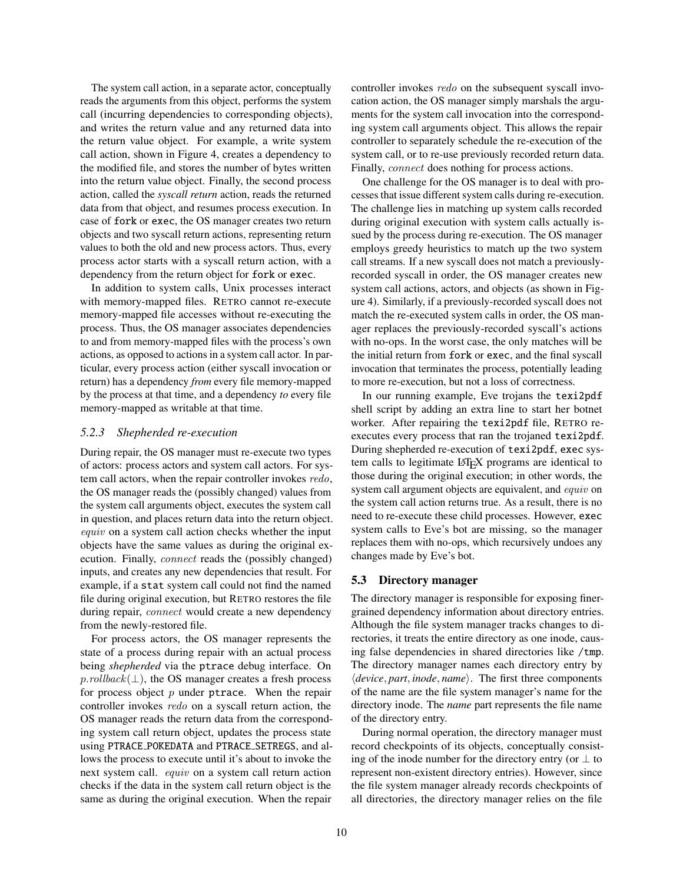The system call action, in a separate actor, conceptually reads the arguments from this object, performs the system call (incurring dependencies to corresponding objects), and writes the return value and any returned data into the return value object. For example, a write system call action, shown in Figure 4, creates a dependency to the modified file, and stores the number of bytes written into the return value object. Finally, the second process action, called the *syscall return* action, reads the returned data from that object, and resumes process execution. In case of `fork` or `exec`, the OS manager creates two return objects and two syscall return actions, representing return values to both the old and new process actors. Thus, every process actor starts with a syscall return action, with a dependency from the return object for `fork` or `exec`.

In addition to system calls, Unix processes interact with memory-mapped files. RETRO cannot re-execute memory-mapped file accesses without re-executing the process. Thus, the OS manager associates dependencies to and from memory-mapped files with the process's own actions, as opposed to actions in a system call actor. In particular, every process action (either syscall invocation or return) has a dependency *from* every file memory-mapped by the process at that time, and a dependency *to* every file memory-mapped as writable at that time.

### 5.2.3 Shepherded re-execution

During repair, the OS manager must re-execute two types of actors: process actors and system call actors. For system call actors, when the repair controller invokes $redo$, the OS manager reads the (possibly changed) values from the system call arguments object, executes the system call in question, and places return data into the return object. $equiv$ on a system call action checks whether the input objects have the same values as during the original execution. Finally, $connect$ reads the (possibly changed) inputs, and creates any new dependencies that result. For example, if a `stat` system call could not find the named file during original execution, but RETRO restores the file during repair, $connect$ would create a new dependency from the newly-restored file.

For process actors, the OS manager represents the state of a process during repair with an actual process being *shepherded* via the `ptrace` debug interface. On $p.rollback(\perp)$, the OS manager creates a fresh process for process object $p$ under `ptrace`. When the repair controller invokes $redo$ on a syscall return action, the OS manager reads the return data from the corresponding system call return object, updates the process state using `PTRACE_POKEDATA` and `PTRACE_SETREGS`, and allows the process to execute until it's about to invoke the next system call. $equiv$ on a system call return action checks if the data in the system call return object is the same as during the original execution. When the repair controller invokes $redo$ on the subsequent syscall invocation action, the OS manager simply marshals the arguments for the system call invocation into the corresponding system call arguments object. This allows the repair controller to separately schedule the re-execution of the system call, or to re-use previously recorded return data. Finally, $connect$ does nothing for process actions.

One challenge for the OS manager is to deal with processes that issue different system calls during re-execution. The challenge lies in matching up system calls recorded during original execution with system calls actually issued by the process during re-execution. The OS manager employs greedy heuristics to match up the two system call streams. If a new syscall does not match a previously-recorded syscall in order, the OS manager creates new system call actions, actors, and objects (as shown in Figure 4). Similarly, if a previously-recorded syscall does not match the re-executed system calls in order, the OS manager replaces the previously-recorded syscall's actions with no-ops. In the worst case, the only matches will be the initial return from `fork` or `exec`, and the final syscall invocation that terminates the process, potentially leading to more re-execution, but not a loss of correctness.

In our running example, Eve trojans the `texi2pdf` shell script by adding an extra line to start her botnet worker. After repairing the `texi2pdf` file, RETRO re-executes every process that ran the trojaned `texi2pdf`. During shepherded re-execution of `texi2pdf`, `exec` system calls to legitimate LaTeX programs are identical to those during the original execution; in other words, the system call argument objects are equivalent, and $equiv$ on the system call action returns true. As a result, there is no need to re-execute these child processes. However, `exec` system calls to Eve's bot are missing, so the manager replaces them with no-ops, which recursively undoes any changes made by Eve's bot.

## 5.3 Directory manager

The directory manager is responsible for exposing finer-grained dependency information about directory entries. Although the file system manager tracks changes to directories, it treats the entire directory as one inode, causing false dependencies in shared directories like `/tmp`. The directory manager names each directory entry by $\langle device, part, inode, name\rangle$. The first three components of the name are the file system manager's name for the directory inode. The *name* part represents the file name of the directory entry.

During normal operation, the directory manager must record checkpoints of its objects, conceptually consisting of the inode number for the directory entry (or $\perp$ to represent non-existent directory entries). However, since the file system manager already records checkpoints of all directories, the directory manager relies on the file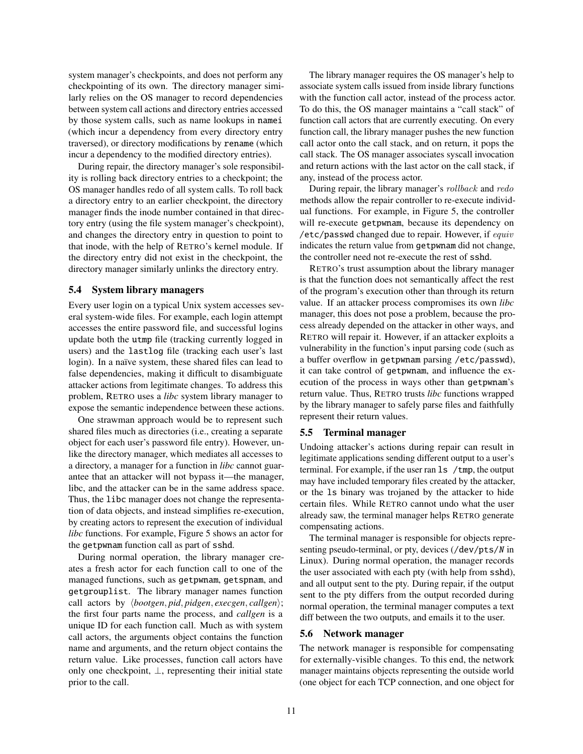system manager's checkpoints, and does not perform any checkpointing of its own. The directory manager similarly relies on the OS manager to record dependencies between system call actions and directory entries accessed by those system calls, such as name lookups in namei (which incur a dependency from every directory entry traversed), or directory modifications by rename (which incur a dependency to the modified directory entries).

During repair, the directory manager's sole responsibility is rolling back directory entries to a checkpoint; the OS manager handles redo of all system calls. To roll back a directory entry to an earlier checkpoint, the directory manager finds the inode number contained in that directory entry (using the file system manager's checkpoint), and changes the directory entry in question to point to that inode, with the help of RETRO's kernel module. If the directory entry did not exist in the checkpoint, the directory manager similarly unlinks the directory entry.

### 5.4 System library managers

Every user login on a typical Unix system accesses several system-wide files. For example, each login attempt accesses the entire password file, and successful logins update both the utmp file (tracking currently logged in users) and the lastlog file (tracking each user's last login). In a naïve system, these shared files can lead to false dependencies, making it difficult to disambiguate attacker actions from legitimate changes. To address this problem, RETRO uses a *libc* system library manager to expose the semantic independence between these actions.

One strawman approach would be to represent such shared files much as directories (i.e., creating a separate object for each user's password file entry). However, unlike the directory manager, which mediates all accesses to a directory, a manager for a function in *libc* cannot guarantee that an attacker will not bypass it—the manager, libc, and the attacker can be in the same address space. Thus, the libc manager does not change the representation of data objects, and instead simplifies re-execution, by creating actors to represent the execution of individual *libc* functions. For example, Figure 5 shows an actor for the getpwnam function call as part of sshd.

During normal operation, the library manager creates a fresh actor for each function call to one of the managed functions, such as getpwnam, getspnam, and getgrouplist. The library manager names function call actors by $\langle bootgen, pid, pidgen, execgen, callgen \rangle$; the first four parts name the process, and *callgen* is a unique ID for each function call. Much as with system call actors, the arguments object contains the function name and arguments, and the return object contains the return value. Like processes, function call actors have only one checkpoint, $\perp$, representing their initial state prior to the call.

The library manager requires the OS manager's help to associate system calls issued from inside library functions with the function call actor, instead of the process actor. To do this, the OS manager maintains a "call stack" of function call actors that are currently executing. On every function call, the library manager pushes the new function call actor onto the call stack, and on return, it pops the call stack. The OS manager associates syscall invocation and return actions with the last actor on the call stack, if any, instead of the process actor.

During repair, the library manager's $rollback$ and $redo$ methods allow the repair controller to re-execute individual functions. For example, in Figure 5, the controller will re-execute getpwnam, because its dependency on /etc/passwd changed due to repair. However, if $equiv$ indicates the return value from getpwnam did not change, the controller need not re-execute the rest of sshd.

RETRO's trust assumption about the library manager is that the function does not semantically affect the rest of the program's execution other than through its return value. If an attacker process compromises its own *libc* manager, this does not pose a problem, because the process already depended on the attacker in other ways, and RETRO will repair it. However, if an attacker exploits a vulnerability in the function's input parsing code (such as a buffer overflow in getpwnam parsing /etc/passwd), it can take control of getpwnam, and influence the execution of the process in ways other than getpwnam's return value. Thus, RETRO trusts *libc* functions wrapped by the library manager to safely parse files and faithfully represent their return values.

### 5.5 Terminal manager

Undoing attacker's actions during repair can result in legitimate applications sending different output to a user's terminal. For example, if the user ran ls /tmp, the output may have included temporary files created by the attacker, or the ls binary was trojaned by the attacker to hide certain files. While RETRO cannot undo what the user already saw, the terminal manager helps RETRO generate compensating actions.

The terminal manager is responsible for objects representing pseudo-terminal, or pty, devices (/dev/pts/*N* in Linux). During normal operation, the manager records the user associated with each pty (with help from sshd), and all output sent to the pty. During repair, if the output sent to the pty differs from the output recorded during normal operation, the terminal manager computes a text diff between the two outputs, and emails it to the user.

### 5.6 Network manager

The network manager is responsible for compensating for externally-visible changes. To this end, the network manager maintains objects representing the outside world (one object for each TCP connection, and one object for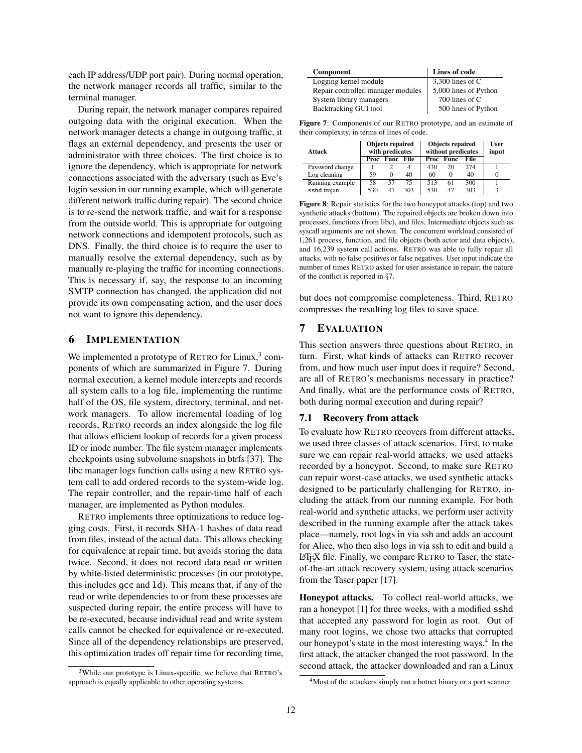each IP address/UDP port pair). During normal operation, the network manager records all traffic, similar to the terminal manager.

During repair, the network manager compares repaired outgoing data with the original execution. When the network manager detects a change in outgoing traffic, it flags an external dependency, and presents the user or administrator with three choices. The first choice is to ignore the dependency, which is appropriate for network connections associated with the adversary (such as Eve's login session in our running example, which will generate different network traffic during repair). The second choice is to re-send the network traffic, and wait for a response from the outside world. This is appropriate for outgoing network connections and idempotent protocols, such as DNS. Finally, the third choice is to require the user to manually resolve the external dependency, such as by manually re-playing the traffic for incoming connections. This is necessary if, say, the response to an incoming SMTP connection has changed, the application did not provide its own compensating action, and the user does not want to ignore this dependency.

## 6 Implementation

We implemented a prototype of RETRO for Linux,[3] components of which are summarized in Figure 7. During normal execution, a kernel module intercepts and records all system calls to a log file, implementing the runtime half of the OS, file system, directory, terminal, and network managers. To allow incremental loading of log records, RETRO records an index alongside the log file that allows efficient lookup of records for a given process ID or inode number. The file system manager implements checkpoints using subvolume snapshots in btrfs [37]. The libc manager logs function calls using a new RETRO system call to add ordered records to the system-wide log. The repair controller, and the repair-time half of each manager, are implemented as Python modules.

RETRO implements three optimizations to reduce logging costs. First, it records SHA-1 hashes of data read from files, instead of the actual data. This allows checking for equivalence at repair time, but avoids storing the data twice. Second, it does not record data read or written by white-listed deterministic processes (in our prototype, this includes `gcc` and `ld`). This means that, if any of the read or write dependencies to or from these processes are suspected during repair, the entire process will have to be re-executed, because individual read and write system calls cannot be checked for equivalence or re-executed. Since all of the dependency relationships are preserved, this optimization trades off repair time for recording time, but does not compromise completeness. Third, RETRO compresses the resulting log files to save space.

[3] While our prototype is Linux-specific, we believe that RETRO's approach is equally applicable to other operating systems.

| Component | Lines of code |
|---|---|
| Logging kernel module | 3,300 lines of C |
| Repair controller, manager modules | 5,000 lines of Python |
| System library managers | 700 lines of C |
| Backtracking GUI tool | 500 lines of Python |

**Figure 7**: Components of our RETRO prototype, and an estimate of their complexity, in terms of lines of code.

| Attack | Objects repaired with predicates | | | Objects repaired without predicates | | | User input |
|---|---|---|---|---|---|---|---|
| | Proc | Func | File | Proc | Func | File | |
| Password change | 1 | 2 | 4 | 430 | 20 | 274 | 1 |
| Log cleaning | 59 | 0 | 40 | 60 | 0 | 40 | 0 |
| Running example | 58 | 57 | 75 | 513 | 61 | 300 | 1 |
| sshd trojan | 530 | 47 | 303 | 530 | 47 | 303 | 3 |

**Figure 8**: Repair statistics for the two honeypot attacks (top) and two synthetic attacks (bottom). The repaired objects are broken down into processes, functions (from libc), and files. Intermediate objects such as syscall arguments are not shown. The concurrent workload consisted of 1,261 process, function, and file objects (both actor and data objects), and 16,239 system call actions. RETRO was able to fully repair all attacks, with no false positives or false negatives. User input indicate the number of times RETRO asked for user assistance in repair; the nature of the conflict is reported in §7.

## 7 Evaluation

This section answers three questions about RETRO, in turn. First, what kinds of attacks can RETRO recover from, and how much user input does it require? Second, are all of RETRO's mechanisms necessary in practice? And finally, what are the performance costs of RETRO, both during normal execution and during repair?

### 7.1 Recovery from attack

To evaluate how RETRO recovers from different attacks, we used three classes of attack scenarios. First, to make sure we can repair real-world attacks, we used attacks recorded by a honeypot. Second, to make sure RETRO can repair worst-case attacks, we used synthetic attacks designed to be particularly challenging for RETRO, including the attack from our running example. For both real-world and synthetic attacks, we perform user activity described in the running example after the attack takes place—namely, root logs in via ssh and adds an account for Alice, who then also logs in via ssh to edit and build a LaTeX file. Finally, we compare RETRO to Taser, the state-of-the-art attack recovery system, using attack scenarios from the Taser paper [17].

**Honeypot attacks.** To collect real-world attacks, we ran a honeypot [1] for three weeks, with a modified `sshd` that accepted any password for login as root. Out of many root logins, we chose two attacks that corrupted our honeypot's state in the most interesting ways.[4] In the first attack, the attacker changed the root password. In the second attack, the attacker downloaded and ran a Linux

[4] Most of the attackers simply ran a botnet binary or a port scanner.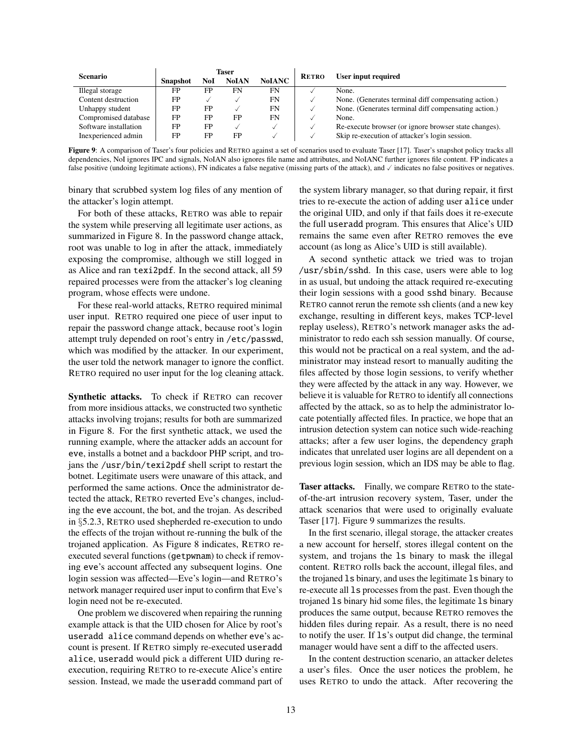| Scenario | Taser | | | | RETRO | User input required |
|---|---|---|---|---|---|---|
| | Snapshot | NoI | NoIAN | NoIANC | | |
| Illegal storage | FP | FP | FN | FN | ✓ | None. |
| Content destruction | FP | ✓ | ✓ | FN | ✓ | None. (Generates terminal diff compensating action.) |
| Unhappy student | FP | FP | ✓ | FN | ✓ | None. (Generates terminal diff compensating action.) |
| Compromised database | FP | FP | FP | FN | ✓ | None. |
| Software installation | FP | FP | ✓ | ✓ | ✓ | Re-execute browser (or ignore browser state changes). |
| Inexperienced admin | FP | FP | FP | ✓ | ✓ | Skip re-execution of attacker's login session. |

**Figure 9**: A comparison of Taser's four policies and RETRO against a set of scenarios used to evaluate Taser [17]. Taser's snapshot policy tracks all dependencies, NoI ignores IPC and signals, NoIAN also ignores file name and attributes, and NoIANC further ignores file content. FP indicates a false positive (undoing legitimate actions), FN indicates a false negative (missing parts of the attack), and ✓ indicates no false positives or negatives.

binary that scrubbed system log files of any mention of the attacker's login attempt.

For both of these attacks, RETRO was able to repair the system while preserving all legitimate user actions, as summarized in Figure 8. In the password change attack, root was unable to log in after the attack, immediately exposing the compromise, although we still logged in as Alice and ran `texi2pdf`. In the second attack, all 59 repaired processes were from the attacker's log cleaning program, whose effects were undone.

For these real-world attacks, RETRO required minimal user input. RETRO required one piece of user input to repair the password change attack, because root's login attempt truly depended on root's entry in `/etc/passwd`, which was modified by the attacker. In our experiment, the user told the network manager to ignore the conflict. RETRO required no user input for the log cleaning attack.

**Synthetic attacks.** To check if RETRO can recover from more insidious attacks, we constructed two synthetic attacks involving trojans; results for both are summarized in Figure 8. For the first synthetic attack, we used the running example, where the attacker adds an account for `eve`, installs a botnet and a backdoor PHP script, and trojans the `/usr/bin/texi2pdf` shell script to restart the botnet. Legitimate users were unaware of this attack, and performed the same actions. Once the administrator detected the attack, RETRO reverted Eve's changes, including the `eve` account, the bot, and the trojan. As described in §5.2.3, RETRO used shepherded re-execution to undo the effects of the trojan without re-running the bulk of the trojaned application. As Figure 8 indicates, RETRO re-executed several functions (`getpwnam`) to check if removing `eve`'s account affected any subsequent logins. One login session was affected—Eve's login—and RETRO's network manager required user input to confirm that Eve's login need not be re-executed.

One problem we discovered when repairing the running example attack is that the UID chosen for Alice by root's `useradd alice` command depends on whether `eve`'s account is present. If RETRO simply re-executed `useradd alice`, `useradd` would pick a different UID during re-execution, requiring RETRO to re-execute Alice's entire session. Instead, we made the `useradd` command part of the system library manager, so that during repair, it first tries to re-execute the action of adding user `alice` under the original UID, and only if that fails does it re-execute the full `useradd` program. This ensures that Alice's UID remains the same even after RETRO removes the `eve` account (as long as Alice's UID is still available).

A second synthetic attack we tried was to trojan `/usr/sbin/sshd`. In this case, users were able to log in as usual, but undoing the attack required re-executing their login sessions with a good `sshd` binary. Because RETRO cannot rerun the remote ssh clients (and a new key exchange, resulting in different keys, makes TCP-level replay useless), RETRO's network manager asks the administrator to redo each ssh session manually. Of course, this would not be practical on a real system, and the administrator may instead resort to manually auditing the files affected by those login sessions, to verify whether they were affected by the attack in any way. However, we believe it is valuable for RETRO to identify all connections affected by the attack, so as to help the administrator locate potentially affected files. In practice, we hope that an intrusion detection system can notice such wide-reaching attacks; after a few user logins, the dependency graph indicates that unrelated user logins are all dependent on a previous login session, which an IDS may be able to flag.

**Taser attacks.** Finally, we compare RETRO to the state-of-the-art intrusion recovery system, Taser, under the attack scenarios that were used to originally evaluate Taser [17]. Figure 9 summarizes the results.

In the first scenario, illegal storage, the attacker creates a new account for herself, stores illegal content on the system, and trojans the `ls` binary to mask the illegal content. RETRO rolls back the account, illegal files, and the trojaned `ls` binary, and uses the legitimate `ls` binary to re-execute all `ls` processes from the past. Even though the trojaned `ls` binary hid some files, the legitimate `ls` binary produces the same output, because RETRO removes the hidden files during repair. As a result, there is no need to notify the user. If `ls`'s output did change, the terminal manager would have sent a diff to the affected users.

In the content destruction scenario, an attacker deletes a user's files. Once the user notices the problem, he uses RETRO to undo the attack. After recovering the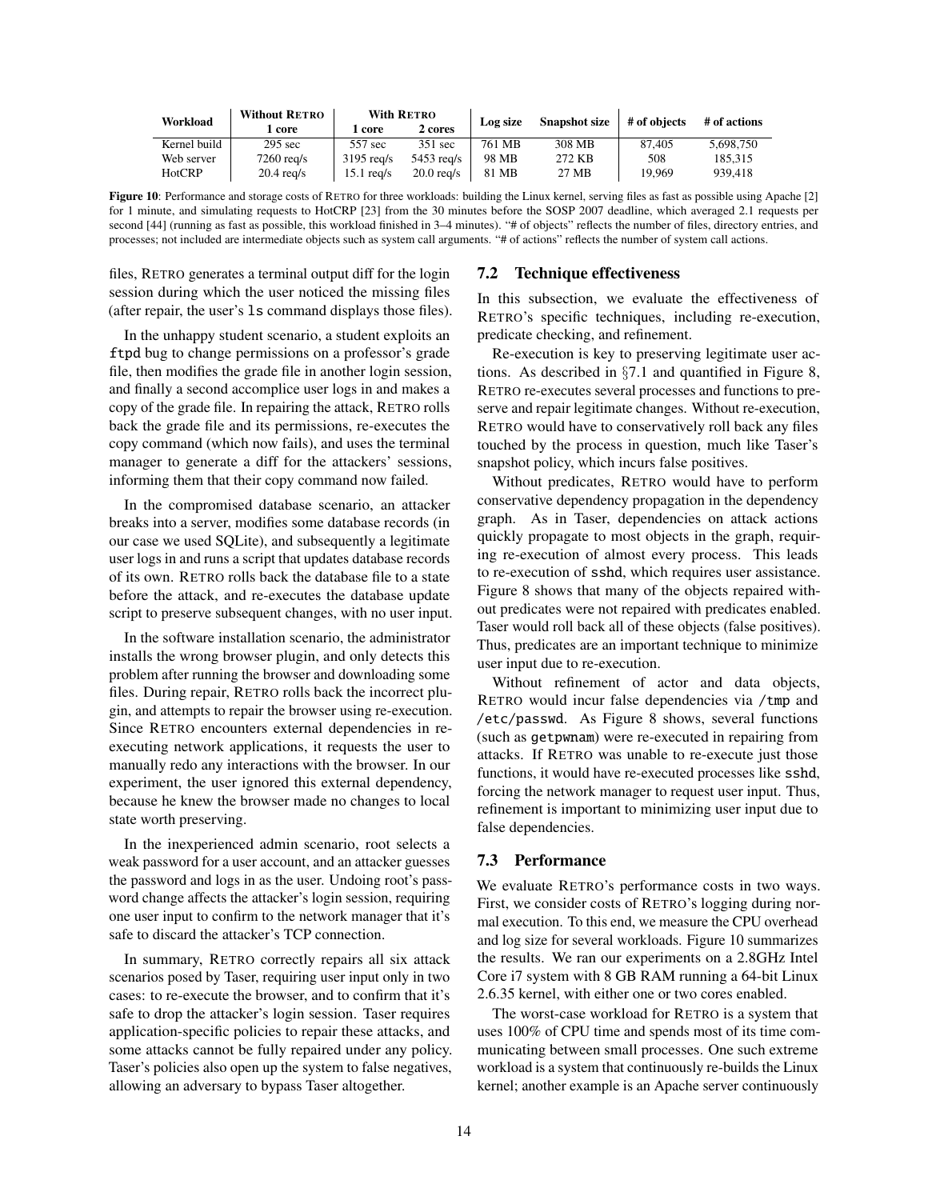| Workload | Without RETRO | With RETRO | | Log size | Snapshot size | # of objects | # of actions |
|---|---|---|---|---|---|---|---|
| | 1 core | 1 core | 2 cores | | | | |
| Kernel build | 295 sec | 557 sec | 351 sec | 761 MB | 308 MB | 87,405 | 5,698,750 |
| Web server | 7260 req/s | 3195 req/s | 5453 req/s | 98 MB | 272 KB | 508 | 185,315 |
| HotCRP | 20.4 req/s | 15.1 req/s | 20.0 req/s | 81 MB | 27 MB | 19,969 | 939,418 |

**Figure 10**: Performance and storage costs of RETRO for three workloads: building the Linux kernel, serving files as fast as possible using Apache [2] for 1 minute, and simulating requests to HotCRP [23] from the 30 minutes before the SOSP 2007 deadline, which averaged 2.1 requests per second [44] (running as fast as possible, this workload finished in 3–4 minutes). "# of objects" reflects the number of files, directory entries, and processes; not included are intermediate objects such as system call arguments. "# of actions" reflects the number of system call actions.

files, RETRO generates a terminal output diff for the login session during which the user noticed the missing files (after repair, the user's `ls` command displays those files).

In the unhappy student scenario, a student exploits an `ftpd` bug to change permissions on a professor's grade file, then modifies the grade file in another login session, and finally a second accomplice user logs in and makes a copy of the grade file. In repairing the attack, RETRO rolls back the grade file and its permissions, re-executes the copy command (which now fails), and uses the terminal manager to generate a diff for the attackers' sessions, informing them that their copy command now failed.

In the compromised database scenario, an attacker breaks into a server, modifies some database records (in our case we used SQLite), and subsequently a legitimate user logs in and runs a script that updates database records of its own. RETRO rolls back the database file to a state before the attack, and re-executes the database update script to preserve subsequent changes, with no user input.

In the software installation scenario, the administrator installs the wrong browser plugin, and only detects this problem after running the browser and downloading some files. During repair, RETRO rolls back the incorrect plugin, and attempts to repair the browser using re-execution. Since RETRO encounters external dependencies in re-executing network applications, it requests the user to manually redo any interactions with the browser. In our experiment, the user ignored this external dependency, because he knew the browser made no changes to local state worth preserving.

In the inexperienced admin scenario, root selects a weak password for a user account, and an attacker guesses the password and logs in as the user. Undoing root's password change affects the attacker's login session, requiring one user input to confirm to the network manager that it's safe to discard the attacker's TCP connection.

In summary, RETRO correctly repairs all six attack scenarios posed by Taser, requiring user input only in two cases: to re-execute the browser, and to confirm that it's safe to drop the attacker's login session. Taser requires application-specific policies to repair these attacks, and some attacks cannot be fully repaired under any policy. Taser's policies also open up the system to false negatives, allowing an adversary to bypass Taser altogether.

### 7.2 Technique effectiveness

In this subsection, we evaluate the effectiveness of RETRO's specific techniques, including re-execution, predicate checking, and refinement.

Re-execution is key to preserving legitimate user actions. As described in §7.1 and quantified in Figure 8, RETRO re-executes several processes and functions to preserve and repair legitimate changes. Without re-execution, RETRO would have to conservatively roll back any files touched by the process in question, much like Taser's snapshot policy, which incurs false positives.

Without predicates, RETRO would have to perform conservative dependency propagation in the dependency graph. As in Taser, dependencies on attack actions quickly propagate to most objects in the graph, requiring re-execution of almost every process. This leads to re-execution of `sshd`, which requires user assistance. Figure 8 shows that many of the objects repaired without predicates were not repaired with predicates enabled. Taser would roll back all of these objects (false positives). Thus, predicates are an important technique to minimize user input due to re-execution.

Without refinement of actor and data objects, RETRO would incur false dependencies via `/tmp` and `/etc/passwd`. As Figure 8 shows, several functions (such as `getpwnam`) were re-executed in repairing from attacks. If RETRO was unable to re-execute just those functions, it would have re-executed processes like `sshd`, forcing the network manager to request user input. Thus, refinement is important to minimizing user input due to false dependencies.

### 7.3 Performance

We evaluate RETRO's performance costs in two ways. First, we consider costs of RETRO's logging during normal execution. To this end, we measure the CPU overhead and log size for several workloads. Figure 10 summarizes the results. We ran our experiments on a 2.8GHz Intel Core i7 system with 8 GB RAM running a 64-bit Linux 2.6.35 kernel, with either one or two cores enabled.

The worst-case workload for RETRO is a system that uses 100% of CPU time and spends most of its time communicating between small processes. One such extreme workload is a system that continuously re-builds the Linux kernel; another example is an Apache server continuously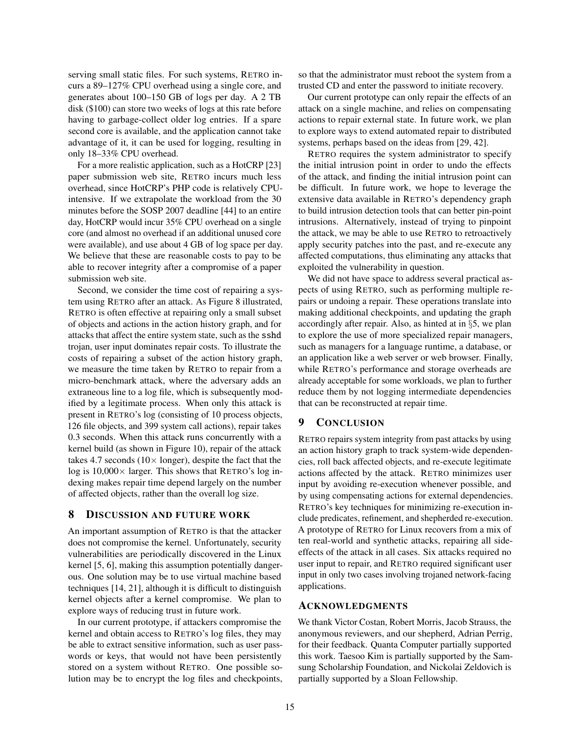serving small static files. For such systems, RETRO incurs a 89–127% CPU overhead using a single core, and generates about 100–150 GB of logs per day. A 2 TB disk ($100) can store two weeks of logs at this rate before having to garbage-collect older log entries. If a spare second core is available, and the application cannot take advantage of it, it can be used for logging, resulting in only 18–33% CPU overhead.

For a more realistic application, such as a HotCRP [23] paper submission web site, RETRO incurs much less overhead, since HotCRP's PHP code is relatively CPU-intensive. If we extrapolate the workload from the 30 minutes before the SOSP 2007 deadline [44] to an entire day, HotCRP would incur 35% CPU overhead on a single core (and almost no overhead if an additional unused core were available), and use about 4 GB of log space per day. We believe that these are reasonable costs to pay to be able to recover integrity after a compromise of a paper submission web site.

Second, we consider the time cost of repairing a system using RETRO after an attack. As Figure 8 illustrated, RETRO is often effective at repairing only a small subset of objects and actions in the action history graph, and for attacks that affect the entire system state, such as the `sshd` trojan, user input dominates repair costs. To illustrate the costs of repairing a subset of the action history graph, we measure the time taken by RETRO to repair from a micro-benchmark attack, where the adversary adds an extraneous line to a log file, which is subsequently modified by a legitimate process. When only this attack is present in RETRO's log (consisting of 10 process objects, 126 file objects, and 399 system call actions), repair takes 0.3 seconds. When this attack runs concurrently with a kernel build (as shown in Figure 10), repair of the attack takes 4.7 seconds ($10\times$ longer), despite the fact that the log is $10{,}000\times$ larger. This shows that RETRO's log indexing makes repair time depend largely on the number of affected objects, rather than the overall log size.

## 8 DISCUSSION AND FUTURE WORK

An important assumption of RETRO is that the attacker does not compromise the kernel. Unfortunately, security vulnerabilities are periodically discovered in the Linux kernel [5, 6], making this assumption potentially dangerous. One solution may be to use virtual machine based techniques [14, 21], although it is difficult to distinguish kernel objects after a kernel compromise. We plan to explore ways of reducing trust in future work.

In our current prototype, if attackers compromise the kernel and obtain access to RETRO's log files, they may be able to extract sensitive information, such as user passwords or keys, that would not have been persistently stored on a system without RETRO. One possible solution may be to encrypt the log files and checkpoints, so that the administrator must reboot the system from a trusted CD and enter the password to initiate recovery.

Our current prototype can only repair the effects of an attack on a single machine, and relies on compensating actions to repair external state. In future work, we plan to explore ways to extend automated repair to distributed systems, perhaps based on the ideas from [29, 42].

RETRO requires the system administrator to specify the initial intrusion point in order to undo the effects of the attack, and finding the initial intrusion point can be difficult. In future work, we hope to leverage the extensive data available in RETRO's dependency graph to build intrusion detection tools that can better pin-point intrusions. Alternatively, instead of trying to pinpoint the attack, we may be able to use RETRO to retroactively apply security patches into the past, and re-execute any affected computations, thus eliminating any attacks that exploited the vulnerability in question.

We did not have space to address several practical aspects of using RETRO, such as performing multiple repairs or undoing a repair. These operations translate into making additional checkpoints, and updating the graph accordingly after repair. Also, as hinted at in §5, we plan to explore the use of more specialized repair managers, such as managers for a language runtime, a database, or an application like a web server or web browser. Finally, while RETRO's performance and storage overheads are already acceptable for some workloads, we plan to further reduce them by not logging intermediate dependencies that can be reconstructed at repair time.

## 9 CONCLUSION

RETRO repairs system integrity from past attacks by using an action history graph to track system-wide dependencies, roll back affected objects, and re-execute legitimate actions affected by the attack. RETRO minimizes user input by avoiding re-execution whenever possible, and by using compensating actions for external dependencies. RETRO's key techniques for minimizing re-execution include predicates, refinement, and shepherded re-execution. A prototype of RETRO for Linux recovers from a mix of ten real-world and synthetic attacks, repairing all side-effects of the attack in all cases. Six attacks required no user input to repair, and RETRO required significant user input in only two cases involving trojaned network-facing applications.

## ACKNOWLEDGMENTS

We thank Victor Costan, Robert Morris, Jacob Strauss, the anonymous reviewers, and our shepherd, Adrian Perrig, for their feedback. Quanta Computer partially supported this work. Taesoo Kim is partially supported by the Samsung Scholarship Foundation, and Nickolai Zeldovich is partially supported by a Sloan Fellowship.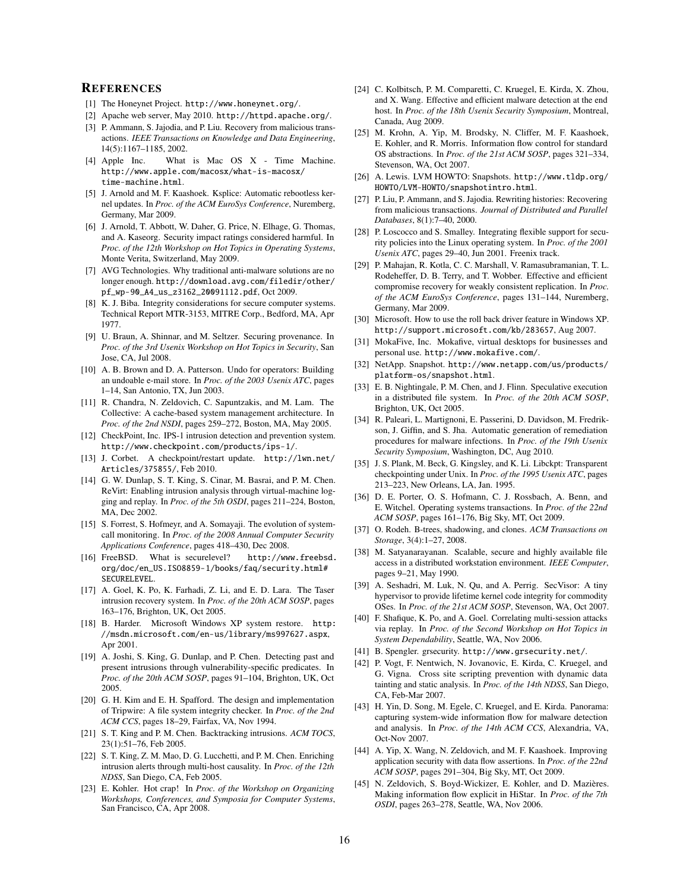## References

[1] The Honeynet Project. http://www.honeynet.org/.

[2] Apache web server, May 2010. http://httpd.apache.org/.

[3] P. Ammann, S. Jajodia, and P. Liu. Recovery from malicious transactions. *IEEE Transactions on Knowledge and Data Engineering*, 14(5):1167–1185, 2002.

[4] Apple Inc. What is Mac OS X - Time Machine. http://www.apple.com/macosx/what-is-macosx/time-machine.html.

[5] J. Arnold and M. F. Kaashoek. Ksplice: Automatic rebootless kernel updates. In *Proc. of the ACM EuroSys Conference*, Nuremberg, Germany, Mar 2009.

[6] J. Arnold, T. Abbott, W. Daher, G. Price, N. Elhage, G. Thomas, and A. Kaseorg. Security impact ratings considered harmful. In *Proc. of the 12th Workshop on Hot Topics in Operating Systems*, Monte Verita, Switzerland, May 2009.

[7] AVG Technologies. Why traditional anti-malware solutions are no longer enough. http://download.avg.com/filedir/other/pf_wp-90_A4_us_z3162_20091112.pdf, Oct 2009.

[8] K. J. Biba. Integrity considerations for secure computer systems. Technical Report MTR-3153, MITRE Corp., Bedford, MA, Apr 1977.

[9] U. Braun, A. Shinnar, and M. Seltzer. Securing provenance. In *Proc. of the 3rd Usenix Workshop on Hot Topics in Security*, San Jose, CA, Jul 2008.

[10] A. B. Brown and D. A. Patterson. Undo for operators: Building an undoable e-mail store. In *Proc. of the 2003 Usenix ATC*, pages 1–14, San Antonio, TX, Jun 2003.

[11] R. Chandra, N. Zeldovich, C. Sapuntzakis, and M. Lam. The Collective: A cache-based system management architecture. In *Proc. of the 2nd NSDI*, pages 259–272, Boston, MA, May 2005.

[12] CheckPoint, Inc. IPS-1 intrusion detection and prevention system. http://www.checkpoint.com/products/ips-1/.

[13] J. Corbet. A checkpoint/restart update. http://lwn.net/Articles/375855/, Feb 2010.

[14] G. W. Dunlap, S. T. King, S. Cinar, M. Basrai, and P. M. Chen. ReVirt: Enabling intrusion analysis through virtual-machine logging and replay. In *Proc. of the 5th OSDI*, pages 211–224, Boston, MA, Dec 2002.

[15] S. Forrest, S. Hofmeyr, and A. Somayaji. The evolution of system-call monitoring. In *Proc. of the 2008 Annual Computer Security Applications Conference*, pages 418–430, Dec 2008.

[16] FreeBSD. What is securelevel? http://www.freebsd.org/doc/en_US.ISO8859-1/books/faq/security.html#SECURELEVEL.

[17] A. Goel, K. Po, K. Farhadi, Z. Li, and E. D. Lara. The Taser intrusion recovery system. In *Proc. of the 20th ACM SOSP*, pages 163–176, Brighton, UK, Oct 2005.

[18] B. Harder. Microsoft Windows XP system restore. http://msdn.microsoft.com/en-us/library/ms997627.aspx, Apr 2001.

[19] A. Joshi, S. King, G. Dunlap, and P. Chen. Detecting past and present intrusions through vulnerability-specific predicates. In *Proc. of the 20th ACM SOSP*, pages 91–104, Brighton, UK, Oct 2005.

[20] G. H. Kim and E. H. Spafford. The design and implementation of Tripwire: A file system integrity checker. In *Proc. of the 2nd ACM CCS*, pages 18–29, Fairfax, VA, Nov 1994.

[21] S. T. King and P. M. Chen. Backtracking intrusions. *ACM TOCS*, 23(1):51–76, Feb 2005.

[22] S. T. King, Z. M. Mao, D. G. Lucchetti, and P. M. Chen. Enriching intrusion alerts through multi-host causality. In *Proc. of the 12th NDSS*, San Diego, CA, Feb 2005.

[23] E. Kohler. Hot crap! In *Proc. of the Workshop on Organizing Workshops, Conferences, and Symposia for Computer Systems*, San Francisco, CA, Apr 2008.

[24] C. Kolbitsch, P. M. Comparetti, C. Kruegel, E. Kirda, X. Zhou, and X. Wang. Effective and efficient malware detection at the end host. In *Proc. of the 18th Usenix Security Symposium*, Montreal, Canada, Aug 2009.

[25] M. Krohn, A. Yip, M. Brodsky, N. Cliffer, M. F. Kaashoek, E. Kohler, and R. Morris. Information flow control for standard OS abstractions. In *Proc. of the 21st ACM SOSP*, pages 321–334, Stevenson, WA, Oct 2007.

[26] A. Lewis. LVM HOWTO: Snapshots. http://www.tldp.org/HOWTO/LVM-HOWTO/snapshotintro.html.

[27] P. Liu, P. Ammann, and S. Jajodia. Rewriting histories: Recovering from malicious transactions. *Journal of Distributed and Parallel Databases*, 8(1):7–40, 2000.

[28] P. Loscocco and S. Smalley. Integrating flexible support for security policies into the Linux operating system. In *Proc. of the 2001 Usenix ATC*, pages 29–40, Jun 2001. Freenix track.

[29] P. Mahajan, R. Kotla, C. C. Marshall, V. Ramasubramanian, T. L. Rodeheffer, D. B. Terry, and T. Wobber. Effective and efficient compromise recovery for weakly consistent replication. In *Proc. of the ACM EuroSys Conference*, pages 131–144, Nuremberg, Germany, Mar 2009.

[30] Microsoft. How to use the roll back driver feature in Windows XP. http://support.microsoft.com/kb/283657, Aug 2007.

[31] MokaFive, Inc. Mokafive, virtual desktops for businesses and personal use. http://www.mokafive.com/.

[32] NetApp. Snapshot. http://www.netapp.com/us/products/platform-os/snapshot.html.

[33] E. B. Nightingale, P. M. Chen, and J. Flinn. Speculative execution in a distributed file system. In *Proc. of the 20th ACM SOSP*, Brighton, UK, Oct 2005.

[34] R. Paleari, L. Martignoni, E. Passerini, D. Davidson, M. Fredrikson, J. Giffin, and S. Jha. Automatic generation of remediation procedures for malware infections. In *Proc. of the 19th Usenix Security Symposium*, Washington, DC, Aug 2010.

[35] J. S. Plank, M. Beck, G. Kingsley, and K. Li. Libckpt: Transparent checkpointing under Unix. In *Proc. of the 1995 Usenix ATC*, pages 213–223, New Orleans, LA, Jan. 1995.

[36] D. E. Porter, O. S. Hofmann, C. J. Rossbach, A. Benn, and E. Witchel. Operating systems transactions. In *Proc. of the 22nd ACM SOSP*, pages 161–176, Big Sky, MT, Oct 2009.

[37] O. Rodeh. B-trees, shadowing, and clones. *ACM Transactions on Storage*, 3(4):1–27, 2008.

[38] M. Satyanarayanan. Scalable, secure and highly available file access in a distributed workstation environment. *IEEE Computer*, pages 9–21, May 1990.

[39] A. Seshadri, M. Luk, N. Qu, and A. Perrig. SecVisor: A tiny hypervisor to provide lifetime kernel code integrity for commodity OSes. In *Proc. of the 21st ACM SOSP*, Stevenson, WA, Oct 2007.

[40] F. Shafique, K. Po, and A. Goel. Correlating multi-session attacks via replay. In *Proc. of the Second Workshop on Hot Topics in System Dependability*, Seattle, WA, Nov 2006.

[41] B. Spengler. grsecurity. http://www.grsecurity.net/.

[42] P. Vogt, F. Nentwich, N. Jovanovic, E. Kirda, C. Kruegel, and G. Vigna. Cross site scripting prevention with dynamic data tainting and static analysis. In *Proc. of the 14th NDSS*, San Diego, CA, Feb-Mar 2007.

[43] H. Yin, D. Song, M. Egele, C. Kruegel, and E. Kirda. Panorama: capturing system-wide information flow for malware detection and analysis. In *Proc. of the 14th ACM CCS*, Alexandria, VA, Oct-Nov 2007.

[44] A. Yip, X. Wang, N. Zeldovich, and M. F. Kaashoek. Improving application security with data flow assertions. In *Proc. of the 22nd ACM SOSP*, pages 291–304, Big Sky, MT, Oct 2009.

[45] N. Zeldovich, S. Boyd-Wickizer, E. Kohler, and D. Mazières. Making information flow explicit in HiStar. In *Proc. of the 7th OSDI*, pages 263–278, Seattle, WA, Nov 2006.